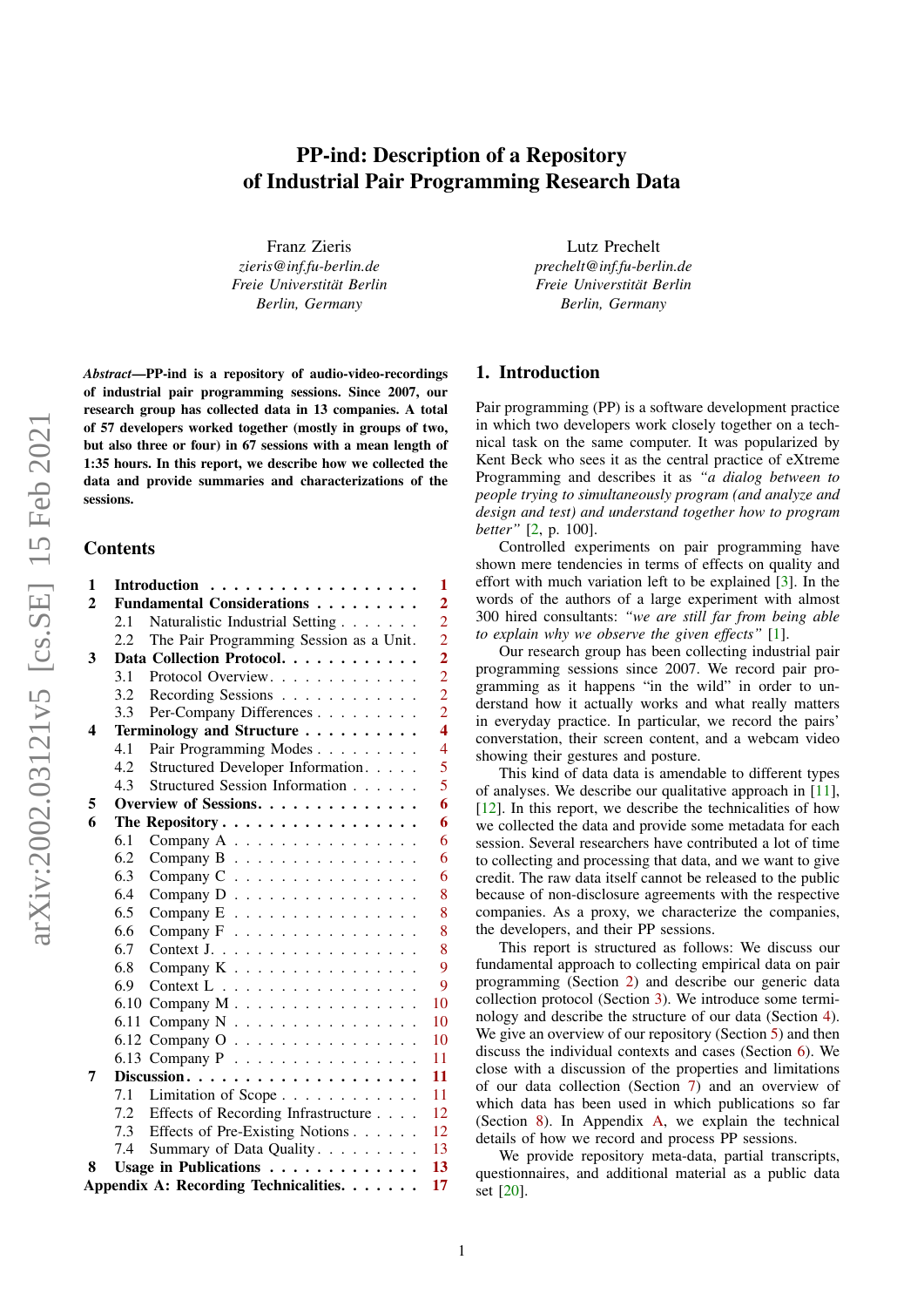# PP-ind: Description of a Repository of Industrial Pair Programming Research Data

Franz Zieris
*zieris@inf.fu-berlin.de*
*Freie Universität Berlin*
*Berlin, Germany*

Lutz Prechelt
*prechelt@inf.fu-berlin.de*
*Freie Universität Berlin*
*Berlin, Germany*

***Abstract*—PP-ind is a repository of audio-video-recordings of industrial pair programming sessions. Since 2007, our research group has collected data in 13 companies. A total of 57 developers worked together (mostly in groups of two, but also three or four) in 67 sessions with a mean length of 1:35 hours. In this report, we describe how we collected the data and provide summaries and characterizations of the sessions.**

## Contents

| | | |
|---|---|---|
| **1** | **Introduction** | **1** |
| **2** | **Fundamental Considerations** | **2** |
| | 2.1 Naturalistic Industrial Setting | 2 |
| | 2.2 The Pair Programming Session as a Unit | 2 |
| **3** | **Data Collection Protocol** | **2** |
| | 3.1 Protocol Overview | 2 |
| | 3.2 Recording Sessions | 2 |
| | 3.3 Per-Company Differences | 2 |
| **4** | **Terminology and Structure** | **4** |
| | 4.1 Pair Programming Modes | 4 |
| | 4.2 Structured Developer Information | 5 |
| | 4.3 Structured Session Information | 5 |
| **5** | **Overview of Sessions** | **6** |
| **6** | **The Repository** | **6** |
| | 6.1 Company A | 6 |
| | 6.2 Company B | 6 |
| | 6.3 Company C | 6 |
| | 6.4 Company D | 8 |
| | 6.5 Company E | 8 |
| | 6.6 Company F | 8 |
| | 6.7 Context J | 8 |
| | 6.8 Company K | 9 |
| | 6.9 Context L | 9 |
| | 6.10 Company M | 10 |
| | 6.11 Company N | 10 |
| | 6.12 Company O | 10 |
| | 6.13 Company P | 11 |
| **7** | **Discussion** | **11** |
| | 7.1 Limitation of Scope | 11 |
| | 7.2 Effects of Recording Infrastructure | 12 |
| | 7.3 Effects of Pre-Existing Notions | 12 |
| | 7.4 Summary of Data Quality | 13 |
| **8** | **Usage in Publications** | **13** |
| | **Appendix A: Recording Technicalities** | **17** |

## 1. Introduction

Pair programming (PP) is a software development practice in which two developers work closely together on a technical task on the same computer. It was popularized by Kent Beck who sees it as the central practice of eXtreme Programming and describes it as *"a dialog between to people trying to simultaneously program (and analyze and design and test) and understand together how to program better"* [2, p. 100].

Controlled experiments on pair programming have shown mere tendencies in terms of effects on quality and effort with much variation left to be explained [3]. In the words of the authors of a large experiment with almost 300 hired consultants: *"we are still far from being able to explain why we observe the given effects"* [1].

Our research group has been collecting industrial pair programming sessions since 2007. We record pair programming as it happens "in the wild" in order to understand how it actually works and what really matters in everyday practice. In particular, we record the pairs' converstation, their screen content, and a webcam video showing their gestures and posture.

This kind of data data is amendable to different types of analyses. We describe our qualitative approach in [11], [12]. In this report, we describe the technicalities of how we collected the data and provide some metadata for each session. Several researchers have contributed a lot of time to collecting and processing that data, and we want to give credit. The raw data itself cannot be released to the public because of non-disclosure agreements with the respective companies. As a proxy, we characterize the companies, the developers, and their PP sessions.

This report is structured as follows: We discuss our fundamental approach to collecting empirical data on pair programming (Section 2) and describe our generic data collection protocol (Section 3). We introduce some terminology and describe the structure of our data (Section 4). We give an overview of our repository (Section 5) and then discuss the individual contexts and cases (Section 6). We close with a discussion of the properties and limitations of our data collection (Section 7) and an overview of which data has been used in which publications so far (Section 8). In Appendix A, we explain the technical details of how we record and process PP sessions.

We provide repository meta-data, partial transcripts, questionnaires, and additional material as a public data set [20].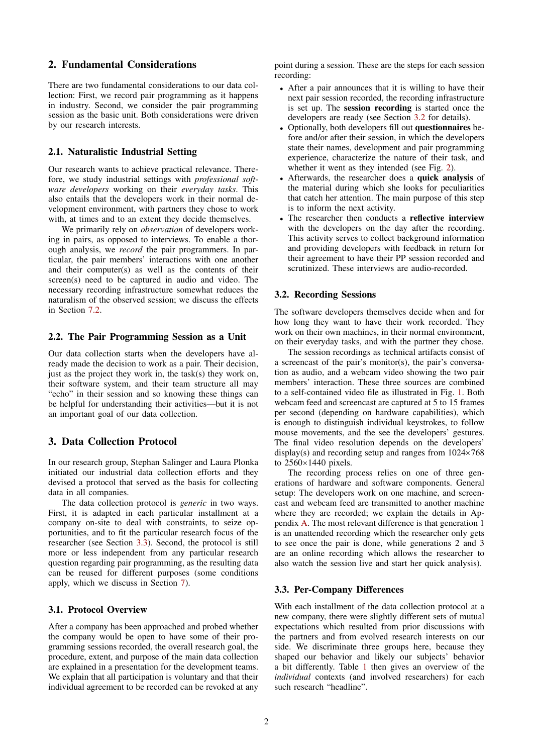## 2. Fundamental Considerations

There are two fundamental considerations to our data collection: First, we record pair programming as it happens in industry. Second, we consider the pair programming session as the basic unit. Both considerations were driven by our research interests.

### 2.1. Naturalistic Industrial Setting

Our research wants to achieve practical relevance. Therefore, we study industrial settings with *professional software developers* working on their *everyday tasks*. This also entails that the developers work in their normal development environment, with partners they chose to work with, at times and to an extent they decide themselves.

We primarily rely on *observation* of developers working in pairs, as opposed to interviews. To enable a thorough analysis, we *record* the pair programmers. In particular, the pair members' interactions with one another and their computer(s) as well as the contents of their screen(s) need to be captured in audio and video. The necessary recording infrastructure somewhat reduces the naturalism of the observed session; we discuss the effects in Section 7.2.

### 2.2. The Pair Programming Session as a Unit

Our data collection starts when the developers have already made the decision to work as a pair. Their decision, just as the project they work in, the task(s) they work on, their software system, and their team structure all may "echo" in their session and so knowing these things can be helpful for understanding their activities—but it is not an important goal of our data collection.

## 3. Data Collection Protocol

In our research group, Stephan Salinger and Laura Plonka initiated our industrial data collection efforts and they devised a protocol that served as the basis for collecting data in all companies.

The data collection protocol is *generic* in two ways. First, it is adapted in each particular installment at a company on-site to deal with constraints, to seize opportunities, and to fit the particular research focus of the researcher (see Section 3.3). Second, the protocol is still more or less independent from any particular research question regarding pair programming, as the resulting data can be reused for different purposes (some conditions apply, which we discuss in Section 7).

### 3.1. Protocol Overview

After a company has been approached and probed whether the company would be open to have some of their programming sessions recorded, the overall research goal, the procedure, extent, and purpose of the main data collection are explained in a presentation for the development teams. We explain that all participation is voluntary and that their individual agreement to be recorded can be revoked at any point during a session. These are the steps for each session recording:

- After a pair announces that it is willing to have their next pair session recorded, the recording infrastructure is set up. The **session recording** is started once the developers are ready (see Section 3.2 for details).
- Optionally, both developers fill out **questionnaires** before and/or after their session, in which the developers state their names, development and pair programming experience, characterize the nature of their task, and whether it went as they intended (see Fig. 2).
- Afterwards, the researcher does a **quick analysis** of the material during which she looks for peculiarities that catch her attention. The main purpose of this step is to inform the next activity.
- The researcher then conducts a **reflective interview** with the developers on the day after the recording. This activity serves to collect background information and providing developers with feedback in return for their agreement to have their PP session recorded and scrutinized. These interviews are audio-recorded.

### 3.2. Recording Sessions

The software developers themselves decide when and for how long they want to have their work recorded. They work on their own machines, in their normal environment, on their everyday tasks, and with the partner they chose.

The session recordings as technical artifacts consist of a screencast of the pair's monitor(s), the pair's conversation as audio, and a webcam video showing the two pair members' interaction. These three sources are combined to a self-contained video file as illustrated in Fig. 1. Both webcam feed and screencast are captured at 5 to 15 frames per second (depending on hardware capabilities), which is enough to distinguish individual keystrokes, to follow mouse movements, and the see the developers' gestures. The final video resolution depends on the developers' display(s) and recording setup and ranges from 1024×768 to 2560×1440 pixels.

The recording process relies on one of three generations of hardware and software components. General setup: The developers work on one machine, and screencast and webcam feed are transmitted to another machine where they are recorded; we explain the details in Appendix A. The most relevant difference is that generation 1 is an unattended recording which the researcher only gets to see once the pair is done, while generations 2 and 3 are an online recording which allows the researcher to also watch the session live and start her quick analysis).

### 3.3. Per-Company Differences

With each installment of the data collection protocol at a new company, there were slightly different sets of mutual expectations which resulted from prior discussions with the partners and from evolved research interests on our side. We discriminate three groups here, because they shaped our behavior and likely our subjects' behavior a bit differently. Table 1 then gives an overview of the *individual* contexts (and involved researchers) for each such research "headline".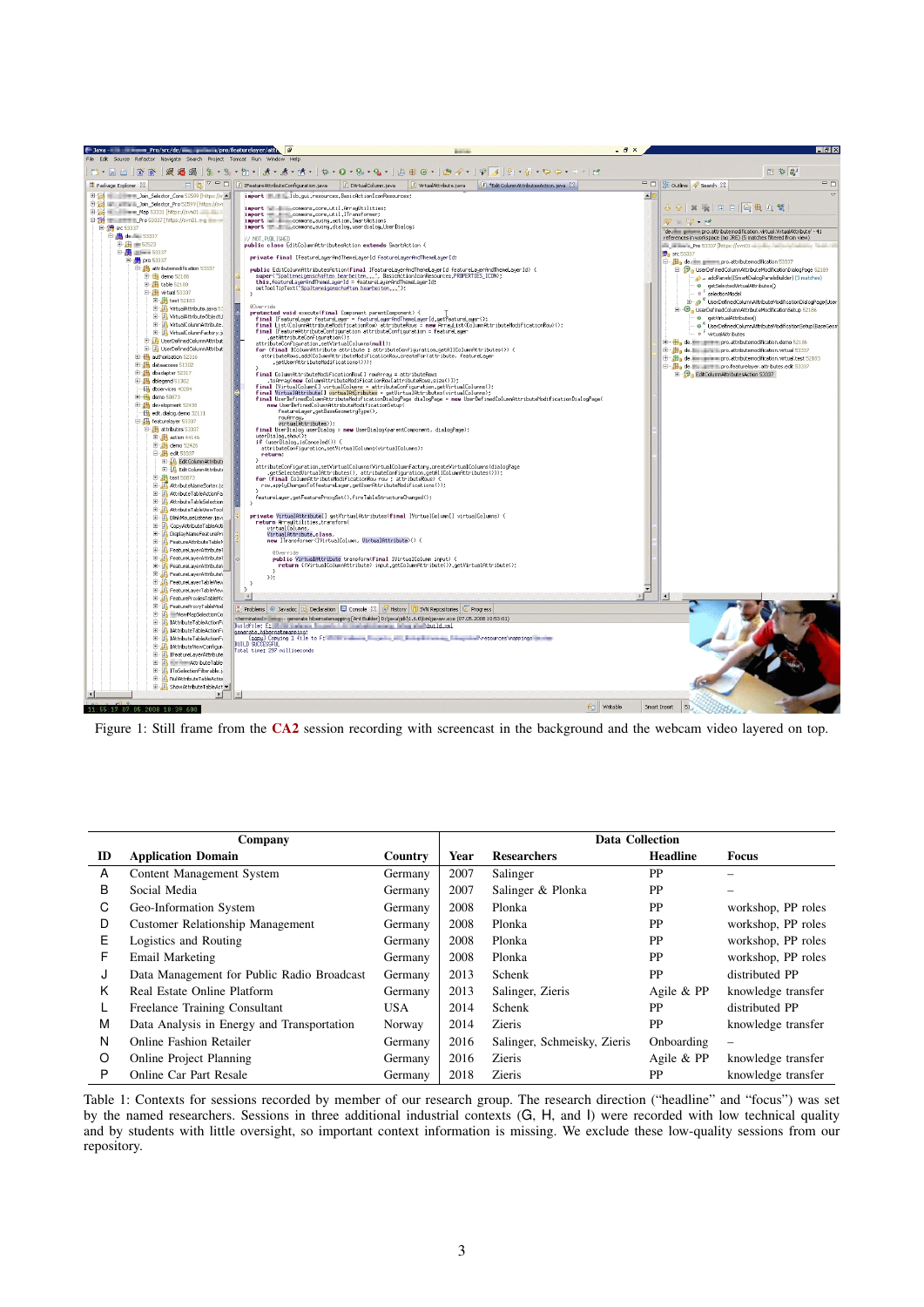Figure 1: Still frame from the CA2 session recording with screencast in the background and the webcam video layered on top.

| | Company | | Data Collection | | | |
|---|---|---|---|---|---|---|
| ID | Application Domain | Country | Year | Researchers | Headline | Focus |
| A | Content Management System | Germany | 2007 | Salinger | PP | – |
| B | Social Media | Germany | 2007 | Salinger & Plonka | PP | – |
| C | Geo-Information System | Germany | 2008 | Plonka | PP | workshop, PP roles |
| D | Customer Relationship Management | Germany | 2008 | Plonka | PP | workshop, PP roles |
| E | Logistics and Routing | Germany | 2008 | Plonka | PP | workshop, PP roles |
| F | Email Marketing | Germany | 2008 | Plonka | PP | workshop, PP roles |
| J | Data Management for Public Radio Broadcast | Germany | 2013 | Schenk | PP | distributed PP |
| K | Real Estate Online Platform | Germany | 2013 | Salinger, Zieris | Agile & PP | knowledge transfer |
| L | Freelance Training Consultant | USA | 2014 | Schenk | PP | distributed PP |
| M | Data Analysis in Energy and Transportation | Norway | 2014 | Zieris | PP | knowledge transfer |
| N | Online Fashion Retailer | Germany | 2016 | Salinger, Schmeisky, Zieris | Onboarding | – |
| O | Online Project Planning | Germany | 2016 | Zieris | Agile & PP | knowledge transfer |
| P | Online Car Part Resale | Germany | 2018 | Zieris | PP | knowledge transfer |

Table 1: Contexts for sessions recorded by member of our research group. The research direction ("headline" and "focus") was set by the named researchers. Sessions in three additional industrial contexts (G, H, and I) were recorded with low technical quality and by students with little oversight, so important context information is missing. We exclude these low-quality sessions from our repository.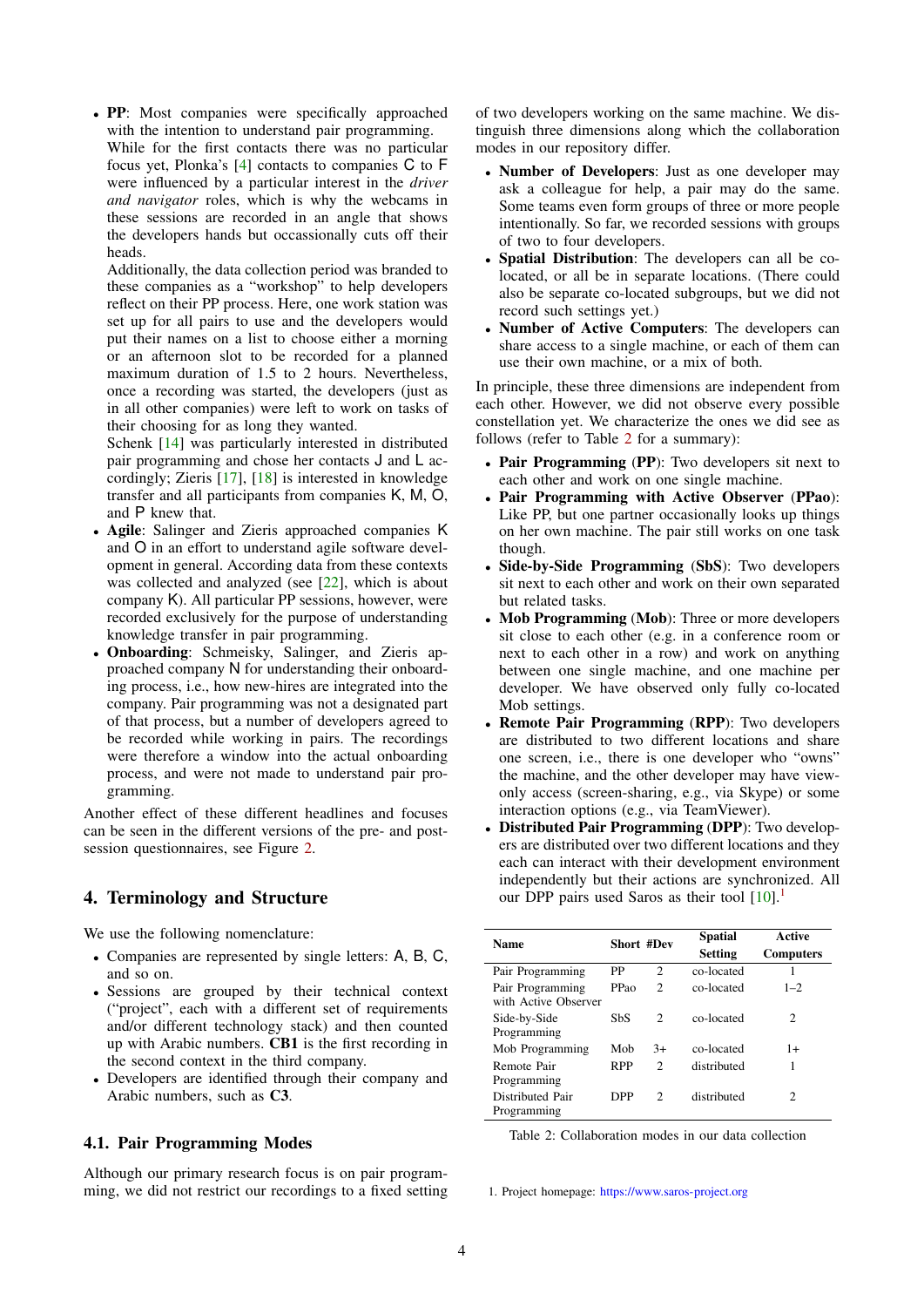- **PP**: Most companies were specifically approached with the intention to understand pair programming.
  While for the first contacts there was no particular focus yet, Plonka's [4] contacts to companies C to F were influenced by a particular interest in the *driver and navigator* roles, which is why the webcams in these sessions are recorded in an angle that shows the developers hands but occassionally cuts off their heads.
  Additionally, the data collection period was branded to these companies as a "workshop" to help developers reflect on their PP process. Here, one work station was set up for all pairs to use and the developers would put their names on a list to choose either a morning or an afternoon slot to be recorded for a planned maximum duration of 1.5 to 2 hours. Nevertheless, once a recording was started, the developers (just as in all other companies) were left to work on tasks of their choosing for as long they wanted.
  Schenk [14] was particularly interested in distributed pair programming and chose her contacts J and L accordingly; Zieris [17], [18] is interested in knowledge transfer and all participants from companies K, M, O, and P knew that.
- **Agile**: Salinger and Zieris approached companies K and O in an effort to understand agile software development in general. According data from these contexts was collected and analyzed (see [22], which is about company K). All particular PP sessions, however, were recorded exclusively for the purpose of understanding knowledge transfer in pair programming.
- **Onboarding**: Schmeisky, Salinger, and Zieris approached company N for understanding their onboarding process, i.e., how new-hires are integrated into the company. Pair programming was not a designated part of that process, but a number of developers agreed to be recorded while working in pairs. The recordings were therefore a window into the actual onboarding process, and were not made to understand pair programming.

Another effect of these different headlines and focuses can be seen in the different versions of the pre- and post-session questionnaires, see Figure 2.

## 4. Terminology and Structure

We use the following nomenclature:

- Companies are represented by single letters: A, B, C, and so on.
- Sessions are grouped by their technical context ("project", each with a different set of requirements and/or different technology stack) and then counted up with Arabic numbers. **CB1** is the first recording in the second context in the third company.
- Developers are identified through their company and Arabic numbers, such as **C3**.

### 4.1. Pair Programming Modes

Although our primary research focus is on pair programming, we did not restrict our recordings to a fixed setting of two developers working on the same machine. We distinguish three dimensions along which the collaboration modes in our repository differ.

- **Number of Developers**: Just as one developer may ask a colleague for help, a pair may do the same. Some teams even form groups of three or more people intentionally. So far, we recorded sessions with groups of two to four developers.
- **Spatial Distribution**: The developers can all be co-located, or all be in separate locations. (There could also be separate co-located subgroups, but we did not record such settings yet.)
- **Number of Active Computers**: The developers can share access to a single machine, or each of them can use their own machine, or a mix of both.

In principle, these three dimensions are independent from each other. However, we did not observe every possible constellation yet. We characterize the ones we did see as follows (refer to Table 2 for a summary):

- **Pair Programming** (**PP**): Two developers sit next to each other and work on one single machine.
- **Pair Programming with Active Observer** (**PPao**): Like PP, but one partner occasionally looks up things on her own machine. The pair still works on one task though.
- **Side-by-Side Programming** (**SbS**): Two developers sit next to each other and work on their own separated but related tasks.
- **Mob Programming** (**Mob**): Three or more developers sit close to each other (e.g. in a conference room or next to each other in a row) and work on anything between one single machine, and one machine per developer. We have observed only fully co-located Mob settings.
- **Remote Pair Programming** (**RPP**): Two developers are distributed to two different locations and share one screen, i.e., there is one developer who "owns" the machine, and the other developer may have view-only access (screen-sharing, e.g., via Skype) or some interaction options (e.g., via TeamViewer).
- **Distributed Pair Programming** (**DPP**): Two developers are distributed over two different locations and they each can interact with their development environment independently but their actions are synchronized. All our DPP pairs used Saros as their tool [10].[1]

| Name | Short | #Dev | Spatial Setting | Active Computers |
|---|---|---|---|---|
| Pair Programming | PP | 2 | co-located | 1 |
| Pair Programming with Active Observer | PPao | 2 | co-located | 1–2 |
| Side-by-Side Programming | SbS | 2 | co-located | 2 |
| Mob Programming | Mob | 3+ | co-located | 1+ |
| Remote Pair Programming | RPP | 2 | distributed | 1 |
| Distributed Pair Programming | DPP | 2 | distributed | 2 |

Table 2: Collaboration modes in our data collection

1. Project homepage: https://www.saros-project.org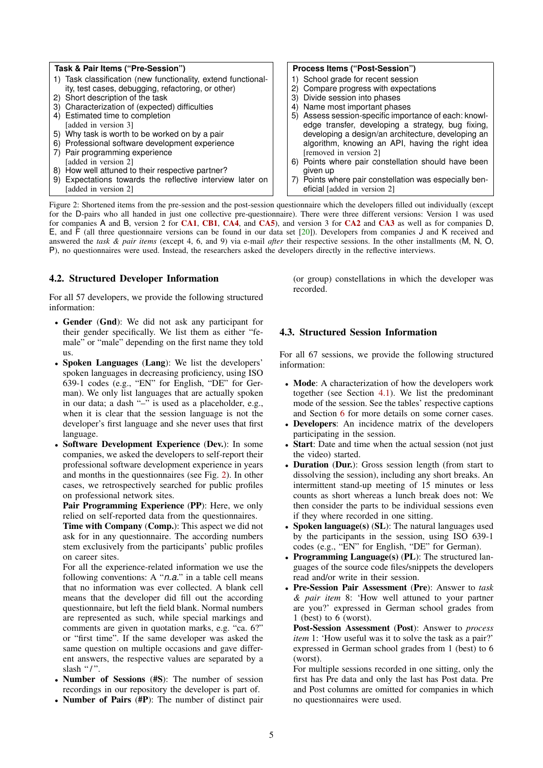**Task & Pair Items ("Pre-Session")**

1) Task classification (new functionality, extend functionality, test cases, debugging, refactoring, or other)
2) Short description of the task
3) Characterization of (expected) difficulties
4) Estimated time to completion [added in version 3]
5) Why task is worth to be worked on by a pair
6) Professional software development experience
7) Pair programming experience [added in version 2]
8) How well attuned to their respective partner?
9) Expectations towards the reflective interview later on [added in version 2]

**Process Items ("Post-Session")**

1) School grade for recent session
2) Compare progress with expectations
3) Divide session into phases
4) Name most important phases
5) Assess session-specific importance of each: knowledge transfer, developing a strategy, bug fixing, developing a design/an architecture, developing an algorithm, knowing an API, having the right idea [removed in version 2]
6) Points where pair constellation should have been given up
7) Points where pair constellation was especially beneficial [added in version 2]

Figure 2: Shortened items from the pre-session and the post-session questionnaire which the developers filled out individually (except for the D-pairs who all handed in just one collective pre-questionnaire). There were three different versions: Version 1 was used for companies A and B, version 2 for CA1, CB1, CA4, and CA5), and version 3 for CA2 and CA3 as well as for companies D, E, and F (all three questionnaire versions can be found in our data set [20]). Developers from companies J and K received and answered the *task & pair items* (except 4, 6, and 9) via e-mail *after* their respective sessions. In the other installments (M, N, O, P), no questionnaires were used. Instead, the researchers asked the developers directly in the reflective interviews.

### 4.2. Structured Developer Information

For all 57 developers, we provide the following structured information:

- **Gender** (**Gnd**): We did not ask any participant for their gender specifically. We list them as either "female" or "male" depending on the first name they told us.
- **Spoken Languages** (**Lang**): We list the developers' spoken languages in decreasing proficiency, using ISO 639-1 codes (e.g., "EN" for English, "DE" for German). We only list languages that are actually spoken in our data; a dash "–" is used as a placeholder, e.g., when it is clear that the session language is not the developer's first language and she never uses that first language.
- **Software Development Experience** (**Dev.**): In some companies, we asked the developers to self-report their professional software development experience in years and months in the questionnaires (see Fig. 2). In other cases, we retrospectively searched for public profiles on professional network sites.

  **Pair Programming Experience** (**PP**): Here, we only relied on self-reported data from the questionnaires.

  **Time with Company** (**Comp.**): This aspect we did not ask for in any questionnaire. The according numbers stem exclusively from the participants' public profiles on career sites.

  For all the experience-related information we use the following conventions: A "*n.a.*" in a table cell means that no information was ever collected. A blank cell means that the developer did fill out the according questionnaire, but left the field blank. Normal numbers are represented as such, while special markings and comments are given in quotation marks, e.g. "ca. 6?" or "first time". If the same developer was asked the same question on multiple occasions and gave different answers, the respective values are separated by a slash "/".
- **Number of Sessions** (**#S**): The number of session recordings in our repository the developer is part of.
- **Number of Pairs** (**#P**): The number of distinct pair (or group) constellations in which the developer was recorded.

### 4.3. Structured Session Information

For all 67 sessions, we provide the following structured information:

- **Mode**: A characterization of how the developers work together (see Section 4.1). We list the predominant mode of the session. See the tables' respective captions and Section 6 for more details on some corner cases.
- **Developers**: An incidence matrix of the developers participating in the session.
- **Start**: Date and time when the actual session (not just the video) started.
- **Duration** (**Dur.**): Gross session length (from start to dissolving the session), including any short breaks. An intermittent stand-up meeting of 15 minutes or less counts as short whereas a lunch break does not: We then consider the parts to be individual sessions even if they where recorded in one sitting.
- **Spoken language(s)** (**SL**): The natural languages used by the participants in the session, using ISO 639-1 codes (e.g., "EN" for English, "DE" for German).
- **Programming Language(s)** (**PL**): The structured languages of the source code files/snippets the developers read and/or write in their session.
- **Pre-Session Pair Assessment** (**Pre**): Answer to *task & pair item* 8: 'How well attuned to your partner are you?' expressed in German school grades from 1 (best) to 6 (worst).

  **Post-Session Assessment** (**Post**): Answer to *process item* 1: 'How useful was it to solve the task as a pair?' expressed in German school grades from 1 (best) to 6 (worst).

  For multiple sessions recorded in one sitting, only the first has Pre data and only the last has Post data. Pre and Post columns are omitted for companies in which no questionnaires were used.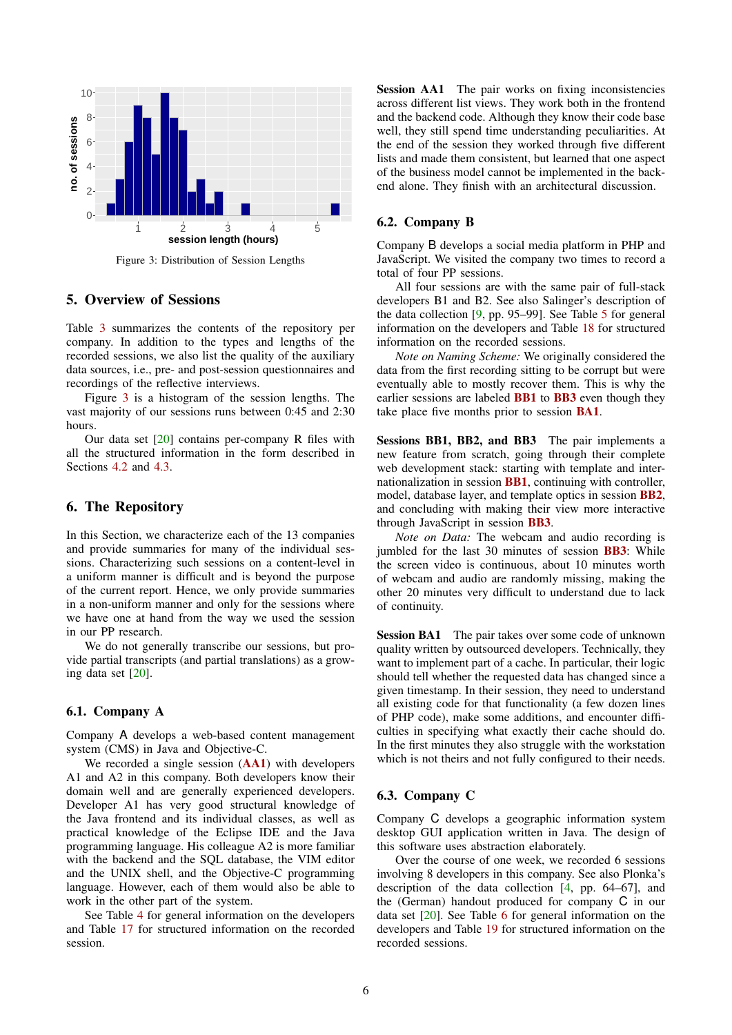Figure 3: Distribution of Session Lengths

## 5. Overview of Sessions

Table 3 summarizes the contents of the repository per company. In addition to the types and lengths of the recorded sessions, we also list the quality of the auxiliary data sources, i.e., pre- and post-session questionnaires and recordings of the reflective interviews.

Figure 3 is a histogram of the session lengths. The vast majority of our sessions runs between 0:45 and 2:30 hours.

Our data set [20] contains per-company R files with all the structured information in the form described in Sections 4.2 and 4.3.

## 6. The Repository

In this Section, we characterize each of the 13 companies and provide summaries for many of the individual sessions. Characterizing such sessions on a content-level in a uniform manner is difficult and is beyond the purpose of the current report. Hence, we only provide summaries in a non-uniform manner and only for the sessions where we have one at hand from the way we used the session in our PP research.

We do not generally transcribe our sessions, but provide partial transcripts (and partial translations) as a growing data set [20].

### 6.1. Company A

Company A develops a web-based content management system (CMS) in Java and Objective-C.

We recorded a single session (**AA1**) with developers A1 and A2 in this company. Both developers know their domain well and are generally experienced developers. Developer A1 has very good structural knowledge of the Java frontend and its individual classes, as well as practical knowledge of the Eclipse IDE and the Java programming language. His colleague A2 is more familiar with the backend and the SQL database, the VIM editor and the UNIX shell, and the Objective-C programming language. However, each of them would also be able to work in the other part of the system.

See Table 4 for general information on the developers and Table 17 for structured information on the recorded session.

**Session AA1** The pair works on fixing inconsistencies across different list views. They work both in the frontend and the backend code. Although they know their code base well, they still spend time understanding peculiarities. At the end of the session they worked through five different lists and made them consistent, but learned that one aspect of the business model cannot be implemented in the backend alone. They finish with an architectural discussion.

### 6.2. Company B

Company B develops a social media platform in PHP and JavaScript. We visited the company two times to record a total of four PP sessions.

All four sessions are with the same pair of full-stack developers B1 and B2. See also Salinger's description of the data collection [9, pp. 95–99]. See Table 5 for general information on the developers and Table 18 for structured information on the recorded sessions.

*Note on Naming Scheme:* We originally considered the data from the first recording sitting to be corrupt but were eventually able to mostly recover them. This is why the earlier sessions are labeled **BB1** to **BB3** even though they take place five months prior to session **BA1**.

**Sessions BB1, BB2, and BB3** The pair implements a new feature from scratch, going through their complete web development stack: starting with template and internationalization in session **BB1**, continuing with controller, model, database layer, and template optics in session **BB2**, and concluding with making their view more interactive through JavaScript in session **BB3**.

*Note on Data:* The webcam and audio recording is jumbled for the last 30 minutes of session **BB3**: While the screen video is continuous, about 10 minutes worth of webcam and audio are randomly missing, making the other 20 minutes very difficult to understand due to lack of continuity.

**Session BA1** The pair takes over some code of unknown quality written by outsourced developers. Technically, they want to implement part of a cache. In particular, their logic should tell whether the requested data has changed since a given timestamp. In their session, they need to understand all existing code for that functionality (a few dozen lines of PHP code), make some additions, and encounter difficulties in specifying what exactly their cache should do. In the first minutes they also struggle with the workstation which is not theirs and not fully configured to their needs.

### 6.3. Company C

Company C develops a geographic information system desktop GUI application written in Java. The design of this software uses abstraction elaborately.

Over the course of one week, we recorded 6 sessions involving 8 developers in this company. See also Plonka's description of the data collection [4, pp. 64–67], and the (German) handout produced for company C in our data set [20]. See Table 6 for general information on the developers and Table 19 for structured information on the recorded sessions.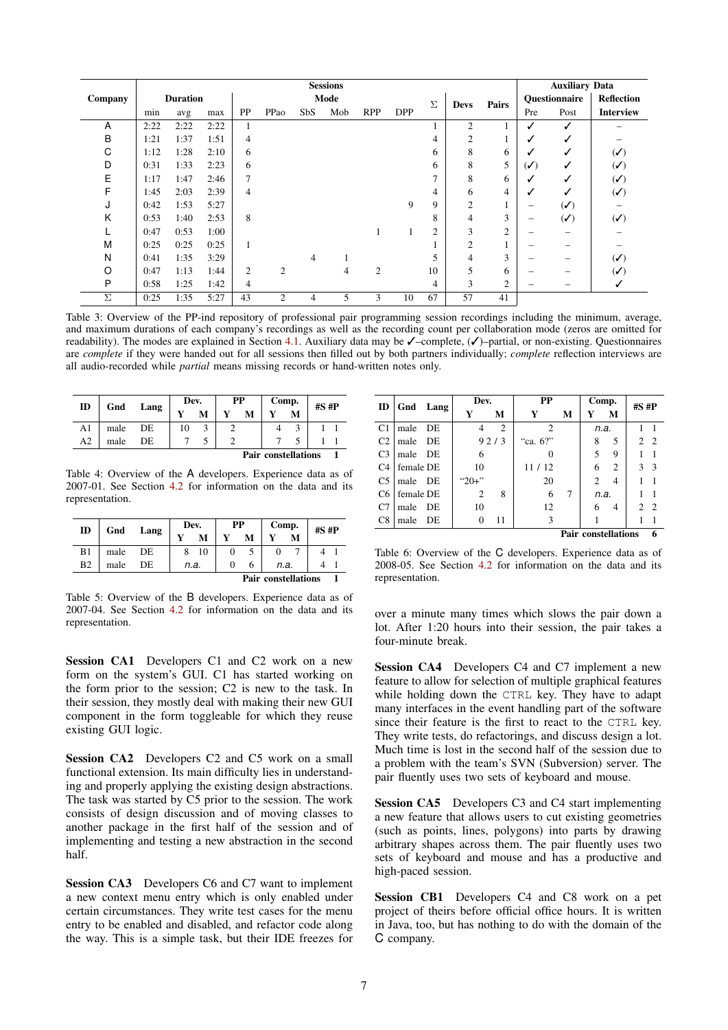| Company | Sessions | | | | | | | | | | | | Auxiliary Data | | |
|---|---|---|---|---|---|---|---|---|---|---|---|---|---|---|---|
| | Duration | | | Mode | | | | | | Σ | Devs | Pairs | Questionnaire | | Reflection |
| | min | avg | max | PP | PPao | SbS | Mob | RPP | DPP | | | | Pre | Post | Interview |
| A | 2:22 | 2:22 | 2:22 | 1 | | | | | | 1 | 2 | 1 | ✓ | ✓ | – |
| B | 1:21 | 1:37 | 1:51 | 4 | | | | | | 4 | 2 | 1 | ✓ | ✓ | – |
| C | 1:12 | 1:28 | 2:10 | 6 | | | | | | 6 | 8 | 6 | ✓ | ✓ | (✓) |
| D | 0:31 | 1:33 | 2:23 | 6 | | | | | | 6 | 8 | 5 | (✓) | ✓ | (✓) |
| E | 1:17 | 1:47 | 2:46 | 7 | | | | | | 7 | 8 | 6 | ✓ | ✓ | (✓) |
| F | 1:45 | 2:03 | 2:39 | 4 | | | | | | 4 | 6 | 4 | ✓ | ✓ | (✓) |
| J | 0:42 | 1:53 | 5:27 | | | | | | 9 | 9 | 2 | 1 | – | (✓) | – |
| K | 0:53 | 1:40 | 2:53 | 8 | | | | | | 8 | 4 | 3 | – | (✓) | (✓) |
| L | 0:47 | 0:53 | 1:00 | | | | | 1 | 1 | 2 | 3 | 2 | – | – | – |
| M | 0:25 | 0:25 | 0:25 | 1 | | | | | | 1 | 2 | 1 | – | – | – |
| N | 0:41 | 1:35 | 3:29 | | | 4 | 1 | | | 5 | 4 | 3 | – | – | (✓) |
| O | 0:47 | 1:13 | 1:44 | 2 | 2 | | 4 | 2 | | 10 | 5 | 6 | – | – | (✓) |
| P | 0:58 | 1:25 | 1:42 | 4 | | | | | | 4 | 3 | 2 | – | – | ✓ |
| Σ | 0:25 | 1:35 | 5:27 | 43 | 2 | 4 | 5 | 3 | 10 | 67 | 57 | 41 | | | |

Table 3: Overview of the PP-ind repository of professional pair programming session recordings including the minimum, average, and maximum durations of each company's recordings as well as the recording count per collaboration mode (zeros are omitted for readability). The modes are explained in Section 4.1. Auxiliary data may be ✓–complete, (✓)–partial, or non-existing. Questionnaires are *complete* if they were handed out for all sessions then filled out by both partners individually; *complete* reflection interviews are all audio-recorded while *partial* means missing records or hand-written notes only.

| ID | Gnd | Lang | Dev. | | PP | | Comp. | | #S | #P |
|---|---|---|---|---|---|---|---|---|---|---|
| | | | Y | M | Y | M | Y | M | | |
| A1 | male | DE | 10 | 3 | 2 | | 4 | 3 | 1 | 1 |
| A2 | male | DE | 7 | 5 | 2 | | 7 | 5 | 1 | 1 |
| | | | | | | | Pair constellations | | | 1 |

Table 4: Overview of the A developers. Experience data as of 2007-01. See Section 4.2 for information on the data and its representation.

| ID | Gnd | Lang | Dev. | | PP | | Comp. | | #S | #P |
|---|---|---|---|---|---|---|---|---|---|---|
| | | | Y | M | Y | M | Y | M | | |
| B1 | male | DE | 8 | 10 | 0 | 5 | 0 | 7 | 4 | 1 |
| B2 | male | DE | *n.a.* | | 0 | 6 | *n.a.* | | 4 | 1 |
| | | | | | | | Pair constellations | | | 1 |

Table 5: Overview of the B developers. Experience data as of 2007-04. See Section 4.2 for information on the data and its representation.

| ID | Gnd | Lang | Dev. | | PP | | Comp. | | #S | #P |
|---|---|---|---|---|---|---|---|---|---|---|
| | | | Y | M | Y | M | Y | M | | |
| C1 | male | DE | 4 | 2 | 2 | | *n.a.* | | 1 | 1 |
| C2 | male | DE | 9 2 / 3 | | "ca. 6?" | | 8 | 5 | 2 | 2 |
| C3 | male | DE | 6 | | 0 | | 5 | 9 | 1 | 1 |
| C4 | female | DE | 10 | | 11 / 12 | | 6 | 2 | 3 | 3 |
| C5 | male | DE | "20+" | | 20 | | 2 | 4 | 1 | 1 |
| C6 | female | DE | 2 | 8 | 6 | 7 | *n.a.* | | 1 | 1 |
| C7 | male | DE | 10 | | 12 | | 6 | 4 | 2 | 2 |
| C8 | male | DE | 0 | 11 | 3 | | 1 | | 1 | 1 |
| | | | | | | | Pair constellations | | | 6 |

Table 6: Overview of the C developers. Experience data as of 2008-05. See Section 4.2 for information on the data and its representation.

**Session CA1** Developers C1 and C2 work on a new form on the system's GUI. C1 has started working on the form prior to the session; C2 is new to the task. In their session, they mostly deal with making their new GUI component in the form toggleable for which they reuse existing GUI logic.

**Session CA2** Developers C2 and C5 work on a small functional extension. Its main difficulty lies in understanding and properly applying the existing design abstractions. The task was started by C5 prior to the session. The work consists of design discussion and of moving classes to another package in the first half of the session and of implementing and testing a new abstraction in the second half.

**Session CA3** Developers C6 and C7 want to implement a new context menu entry which is only enabled under certain circumstances. They write test cases for the menu entry to be enabled and disabled, and refactor code along the way. This is a simple task, but their IDE freezes for over a minute many times which slows the pair down a lot. After 1:20 hours into their session, the pair takes a four-minute break.

**Session CA4** Developers C4 and C7 implement a new feature to allow for selection of multiple graphical features while holding down the `CTRL` key. They have to adapt many interfaces in the event handling part of the software since their feature is the first to react to the `CTRL` key. They write tests, do refactorings, and discuss design a lot. Much time is lost in the second half of the session due to a problem with the team's SVN (Subversion) server. The pair fluently uses two sets of keyboard and mouse.

**Session CA5** Developers C3 and C4 start implementing a new feature that allows users to cut existing geometries (such as points, lines, polygons) into parts by drawing arbitrary shapes across them. The pair fluently uses two sets of keyboard and mouse and has a productive and high-paced session.

**Session CB1** Developers C4 and C8 work on a pet project of theirs before official office hours. It is written in Java, too, but has nothing to do with the domain of the C company.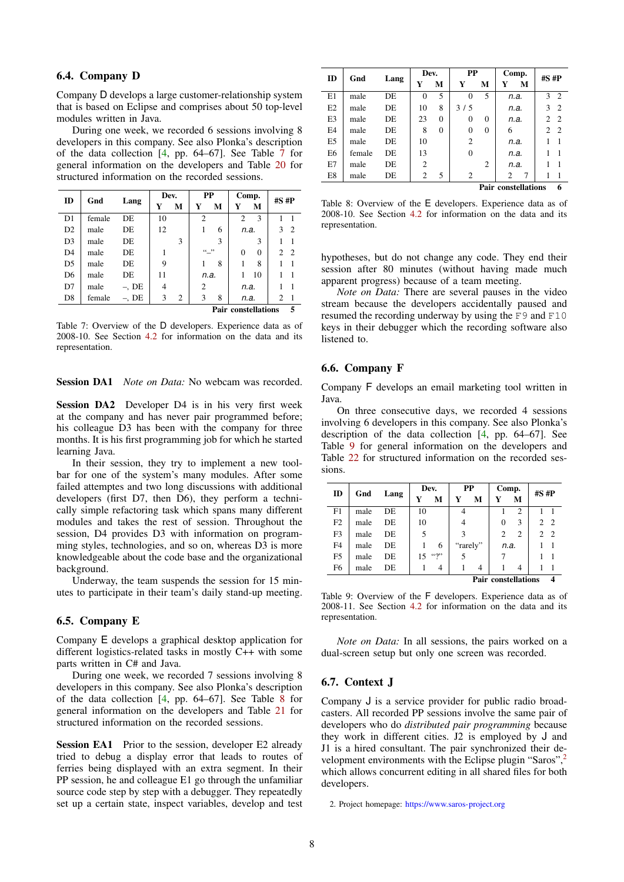### 6.4. Company D

Company D develops a large customer-relationship system that is based on Eclipse and comprises about 50 top-level modules written in Java.

During one week, we recorded 6 sessions involving 8 developers in this company. See also Plonka's description of the data collection [4, pp. 64–67]. See Table 7 for general information on the developers and Table 20 for structured information on the recorded sessions.

| ID | Gnd | Lang | Dev. | | PP | | Comp. | | #S | #P |
|---|---|---|---|---|---|---|---|---|---|---|
| | | | Y | M | Y | M | Y | M | | |
| D1 | female | DE | 10 | | 2 | | 2 | 3 | 1 | 1 |
| D2 | male | DE | 12 | | 1 | 6 | *n.a.* | | 3 | 2 |
| D3 | male | DE | | 3 | | 3 | | 3 | 1 | 1 |
| D4 | male | DE | 1 | | "–" | | 0 | 0 | 2 | 2 |
| D5 | male | DE | 9 | | 1 | 8 | 1 | 8 | 1 | 1 |
| D6 | male | DE | 11 | | *n.a.* | | 1 | 10 | 1 | 1 |
| D7 | male | –, DE | 4 | | 2 | | *n.a.* | | 1 | 1 |
| D8 | female | –, DE | 3 | 2 | 3 | 8 | *n.a.* | | 2 | 1 |
| | | | | | | | **Pair constellations** | | | 5 |

Table 7: Overview of the D developers. Experience data as of 2008-10. See Section 4.2 for information on the data and its representation.

**Session DA1** *Note on Data:* No webcam was recorded.

**Session DA2** Developer D4 is in his very first week at the company and has never pair programmed before; his colleague D3 has been with the company for three months. It is his first programming job for which he started learning Java.

In their session, they try to implement a new toolbar for one of the system's many modules. After some failed attemptes and two long discussions with additional developers (first D7, then D6), they perform a technically simple refactoring task which spans many different modules and takes the rest of session. Throughout the session, D4 provides D3 with information on programming styles, technologies, and so on, whereas D3 is more knowledgeable about the code base and the organizational background.

Underway, the team suspends the session for 15 minutes to participate in their team's daily stand-up meeting.

### 6.5. Company E

Company E develops a graphical desktop application for different logistics-related tasks in mostly C++ with some parts written in C# and Java.

During one week, we recorded 7 sessions involving 8 developers in this company. See also Plonka's description of the data collection [4, pp. 64–67]. See Table 8 for general information on the developers and Table 21 for structured information on the recorded sessions.

| ID | Gnd | Lang | Dev. | | PP | | Comp. | | #S | #P |
|---|---|---|---|---|---|---|---|---|---|---|
| | | | Y | M | Y | M | Y | M | | |
| E1 | male | DE | 0 | 5 | 0 | 5 | *n.a.* | | 3 | 2 |
| E2 | male | DE | 10 | 8 | 3 / 5 | | *n.a.* | | 3 | 2 |
| E3 | male | DE | 23 | 0 | 0 | 0 | *n.a.* | | 2 | 2 |
| E4 | male | DE | 8 | 0 | 0 | 0 | 6 | | 2 | 2 |
| E5 | male | DE | 10 | | 2 | | *n.a.* | | 1 | 1 |
| E6 | female | DE | 13 | | 0 | | *n.a.* | | 1 | 1 |
| E7 | male | DE | 2 | | | 2 | *n.a.* | | 1 | 1 |
| E8 | male | DE | 2 | 5 | 2 | | 2 | 7 | 1 | 1 |
| | | | | | | | **Pair constellations** | | | 6 |

Table 8: Overview of the E developers. Experience data as of 2008-10. See Section 4.2 for information on the data and its representation.

**Session EA1** Prior to the session, developer E2 already tried to debug a display error that leads to routes of ferries being displayed with an extra segment. In their PP session, he and colleague E1 go through the unfamiliar source code step by step with a debugger. They repeatedly set up a certain state, inspect variables, develop and test hypotheses, but do not change any code. They end their session after 80 minutes (without having made much apparent progress) because of a team meeting.

*Note on Data:* There are several pauses in the video stream because the developers accidentally paused and resumed the recording underway by using the F9 and F10 keys in their debugger which the recording software also listened to.

### 6.6. Company F

Company F develops an email marketing tool written in Java.

On three consecutive days, we recorded 4 sessions involving 6 developers in this company. See also Plonka's description of the data collection [4, pp. 64–67]. See Table 9 for general information on the developers and Table 22 for structured information on the recorded sessions.

| ID | Gnd | Lang | Dev. | | PP | | Comp. | | #S | #P |
|---|---|---|---|---|---|---|---|---|---|---|
| | | | Y | M | Y | M | Y | M | | |
| F1 | male | DE | 10 | | 4 | | 1 | 2 | 1 | 1 |
| F2 | male | DE | 10 | | 4 | | 0 | 3 | 2 | 2 |
| F3 | male | DE | 5 | | 3 | | 2 | 2 | 2 | 2 |
| F4 | male | DE | 1 | 6 | "rarely" | | *n.a.* | | 1 | 1 |
| F5 | male | DE | 15 | "?" | 5 | | 7 | | 1 | 1 |
| F6 | male | DE | 1 | 4 | 1 | 4 | 1 | 4 | 1 | 1 |
| | | | | | | | **Pair constellations** | | | 4 |

Table 9: Overview of the F developers. Experience data as of 2008-11. See Section 4.2 for information on the data and its representation.

*Note on Data:* In all sessions, the pairs worked on a dual-screen setup but only one screen was recorded.

### 6.7. Context J

Company J is a service provider for public radio broadcasters. All recorded PP sessions involve the same pair of developers who do *distributed pair programming* because they work in different cities. J2 is employed by J and J1 is a hired consultant. The pair synchronized their development environments with the Eclipse plugin "Saros",[2] which allows concurrent editing in all shared files for both developers.

2. Project homepage: https://www.saros-project.org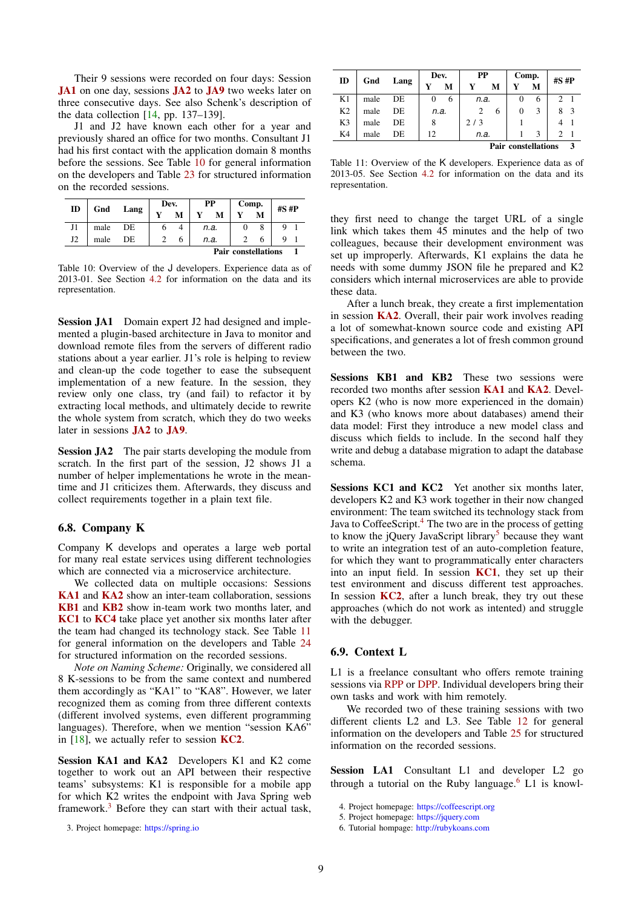Their 9 sessions were recorded on four days: Session **JA1** on one day, sessions **JA2** to **JA9** two weeks later on three consecutive days. See also Schenk's description of the data collection [14, pp. 137–139].

J1 and J2 have known each other for a year and previously shared an office for two months. Consultant J1 had his first contact with the application domain 8 months before the sessions. See Table 10 for general information on the developers and Table 23 for structured information on the recorded sessions.

| ID | Gnd | Lang | Dev. | | PP | | Comp. | | #S | #P |
|---|---|---|---|---|---|---|---|---|---|---|
| | | | Y | M | Y | M | Y | M | | |
| J1 | male | DE | 6 | 4 | *n.a.* | | 0 | 8 | 9 | 1 |
| J2 | male | DE | 2 | 6 | *n.a.* | | 2 | 6 | 9 | 1 |
| | | | | | | | | **Pair constellations** | | **1** |

Table 10: Overview of the J developers. Experience data as of 2013-01. See Section 4.2 for information on the data and its representation.

**Session JA1** Domain expert J2 had designed and implemented a plugin-based architecture in Java to monitor and download remote files from the servers of different radio stations about a year earlier. J1's role is helping to review and clean-up the code together to ease the subsequent implementation of a new feature. In the session, they review only one class, try (and fail) to refactor it by extracting local methods, and ultimately decide to rewrite the whole system from scratch, which they do two weeks later in sessions **JA2** to **JA9**.

**Session JA2** The pair starts developing the module from scratch. In the first part of the session, J2 shows J1 a number of helper implementations he wrote in the meantime and J1 criticizes them. Afterwards, they discuss and collect requirements together in a plain text file.

## 6.8. Company K

Company K develops and operates a large web portal for many real estate services using different technologies which are connected via a microservice architecture.

We collected data on multiple occasions: Sessions **KA1** and **KA2** show an inter-team collaboration, sessions **KB1** and **KB2** show in-team work two months later, and **KC1** to **KC4** take place yet another six months later after the team had changed its technology stack. See Table 11 for general information on the developers and Table 24 for structured information on the recorded sessions.

*Note on Naming Scheme:* Originally, we considered all 8 K-sessions to be from the same context and numbered them accordingly as "KA1" to "KA8". However, we later recognized them as coming from three different contexts (different involved systems, even different programming languages). Therefore, when we mention "session KA6" in [18], we actually refer to session **KC2**.

**Session KA1 and KA2** Developers K1 and K2 come together to work out an API between their respective teams' subsystems: K1 is responsible for a mobile app for which K2 writes the endpoint with Java Spring web framework.[3] Before they can start with their actual task,

| ID | Gnd | Lang | Dev. | | PP | | Comp. | | #S | #P |
|---|---|---|---|---|---|---|---|---|---|---|
| | | | Y | M | Y | M | Y | M | | |
| K1 | male | DE | 0 | 6 | *n.a.* | | 0 | 6 | 2 | 1 |
| K2 | male | DE | *n.a.* | | 2 | 6 | 0 | 3 | 8 | 3 |
| K3 | male | DE | 8 | | 2 / 3 | | 1 | | 4 | 1 |
| K4 | male | DE | 12 | | *n.a.* | | 1 | 3 | 2 | 1 |
| | | | | | | | | **Pair constellations** | | **3** |

Table 11: Overview of the K developers. Experience data as of 2013-05. See Section 4.2 for information on the data and its representation.

they first need to change the target URL of a single link which takes them 45 minutes and the help of two colleagues, because their development environment was set up improperly. Afterwards, K1 explains the data he needs with some dummy JSON file he prepared and K2 considers which internal microservices are able to provide these data.

After a lunch break, they create a first implementation in session **KA2**. Overall, their pair work involves reading a lot of somewhat-known source code and existing API specifications, and generates a lot of fresh common ground between the two.

**Sessions KB1 and KB2** These two sessions were recorded two months after session **KA1** and **KA2**. Developers K2 (who is now more experienced in the domain) and K3 (who knows more about databases) amend their data model: First they introduce a new model class and discuss which fields to include. In the second half they write and debug a database migration to adapt the database schema.

**Sessions KC1 and KC2** Yet another six months later, developers K2 and K3 work together in their now changed environment: The team switched its technology stack from Java to CoffeeScript.[4] The two are in the process of getting to know the jQuery JavaScript library[5] because they want to write an integration test of an auto-completion feature, for which they want to programmatically enter characters into an input field. In session **KC1**, they set up their test environment and discuss different test approaches. In session **KC2**, after a lunch break, they try out these approaches (which do not work as intented) and struggle with the debugger.

## 6.9. Context L

L1 is a freelance consultant who offers remote training sessions via RPP or DPP. Individual developers bring their own tasks and work with him remotely.

We recorded two of these training sessions with two different clients L2 and L3. See Table 12 for general information on the developers and Table 25 for structured information on the recorded sessions.

**Session LA1** Consultant L1 and developer L2 go through a tutorial on the Ruby language.[6] L1 is knowl-

3. Project homepage: https://spring.io
4. Project homepage: https://coffeescript.org
5. Project homepage: https://jquery.com
6. Tutorial hompage: http://rubykoans.com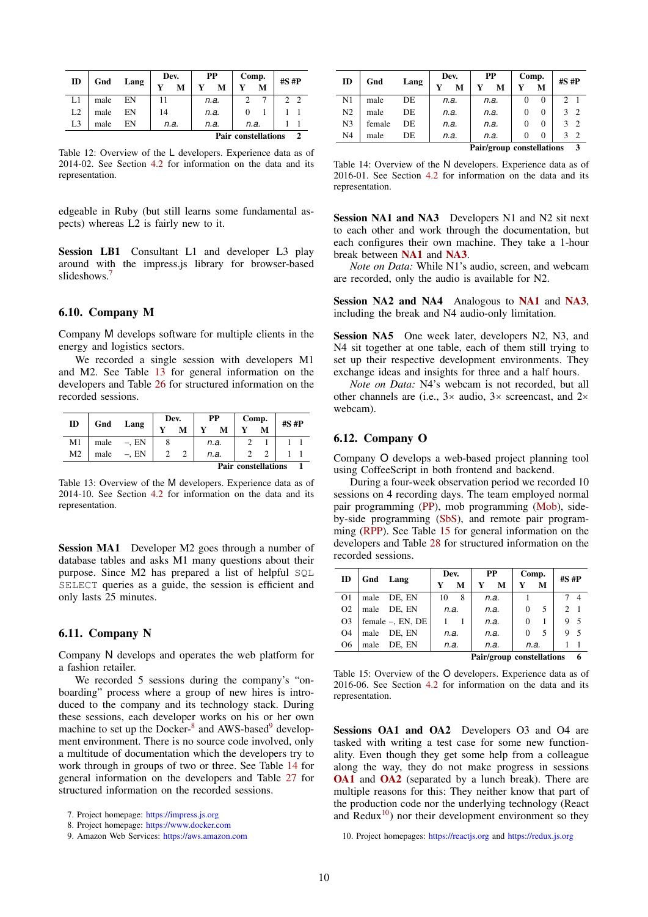| ID | Gnd | Lang | Dev. | | PP | | Comp. | | #S | #P |
|---|---|---|---|---|---|---|---|---|---|---|
| | | | Y | M | Y | M | Y | M | | |
| L1 | male | EN | 11 | | *n.a.* | | 2 | 7 | 2 | 2 |
| L2 | male | EN | 14 | | *n.a.* | | 0 | 1 | 1 | 1 |
| L3 | male | EN | *n.a.* | | *n.a.* | | *n.a.* | | 1 | 1 |
| | | | | | | | **Pair constellations** | | | **2** |

Table 12: Overview of the L developers. Experience data as of 2014-02. See Section 4.2 for information on the data and its representation.

edgeable in Ruby (but still learns some fundamental aspects) whereas L2 is fairly new to it.

**Session LB1** Consultant L1 and developer L3 play around with the impress.js library for browser-based slideshows.[7]

## 6.10. Company M

Company M develops software for multiple clients in the energy and logistics sectors.

We recorded a single session with developers M1 and M2. See Table 13 for general information on the developers and Table 26 for structured information on the recorded sessions.

| ID | Gnd | Lang | Dev. | | PP | | Comp. | | #S | #P |
|---|---|---|---|---|---|---|---|---|---|---|
| | | | Y | M | Y | M | Y | M | | |
| M1 | male | –, EN | 8 | | *n.a.* | | 2 | 1 | 1 | 1 |
| M2 | male | –, EN | 2 | 2 | *n.a.* | | 2 | 2 | 1 | 1 |
| | | | | | | | **Pair constellations** | | | **1** |

Table 13: Overview of the M developers. Experience data as of 2014-10. See Section 4.2 for information on the data and its representation.

**Session MA1** Developer M2 goes through a number of database tables and asks M1 many questions about their purpose. Since M2 has prepared a list of helpful `SQL SELECT` queries as a guide, the session is efficient and only lasts 25 minutes.

## 6.11. Company N

Company N develops and operates the web platform for a fashion retailer.

We recorded 5 sessions during the company's "on-boarding" process where a group of new hires is introduced to the company and its technology stack. During these sessions, each developer works on his or her own machine to set up the Docker-[8] and AWS-based[9] development environment. There is no source code involved, only a multitude of documentation which the developers try to work through in groups of two or three. See Table 14 for general information on the developers and Table 27 for structured information on the recorded sessions.

7. Project homepage: https://impress.js.org
8. Project homepage: https://www.docker.com
9. Amazon Web Services: https://aws.amazon.com

| ID | Gnd | Lang | Dev. | | PP | | Comp. | | #S | #P |
|---|---|---|---|---|---|---|---|---|---|---|
| | | | Y | M | Y | M | Y | M | | |
| N1 | male | DE | *n.a.* | | *n.a.* | | 0 | 0 | 2 | 1 |
| N2 | male | DE | *n.a.* | | *n.a.* | | 0 | 0 | 3 | 2 |
| N3 | female | DE | *n.a.* | | *n.a.* | | 0 | 0 | 3 | 2 |
| N4 | male | DE | *n.a.* | | *n.a.* | | 0 | 0 | 3 | 2 |
| | | | | | | | **Pair/group constellations** | | | **3** |

Table 14: Overview of the N developers. Experience data as of 2016-01. See Section 4.2 for information on the data and its representation.

**Session NA1 and NA3** Developers N1 and N2 sit next to each other and work through the documentation, but each configures their own machine. They take a 1-hour break between NA1 and NA3.

*Note on Data:* While N1's audio, screen, and webcam are recorded, only the audio is available for N2.

**Session NA2 and NA4** Analogous to NA1 and NA3, including the break and N4 audio-only limitation.

**Session NA5** One week later, developers N2, N3, and N4 sit together at one table, each of them still trying to set up their respective development environments. They exchange ideas and insights for three and a half hours.

*Note on Data:* N4's webcam is not recorded, but all other channels are (i.e., 3× audio, 3× screencast, and 2× webcam).

## 6.12. Company O

Company O develops a web-based project planning tool using CoffeeScript in both frontend and backend.

During a four-week observation period we recorded 10 sessions on 4 recording days. The team employed normal pair programming (PP), mob programming (Mob), side-by-side programming (SbS), and remote pair programming (RPP). See Table 15 for general information on the developers and Table 28 for structured information on the recorded sessions.

| ID | Gnd | Lang | Dev. | | PP | | Comp. | | #S | #P |
|---|---|---|---|---|---|---|---|---|---|---|
| | | | Y | M | Y | M | Y | M | | |
| O1 | male | DE, EN | 10 | 8 | *n.a.* | | 1 | | 7 | 4 |
| O2 | male | DE, EN | *n.a.* | | *n.a.* | | 0 | 5 | 2 | 1 |
| O3 | female | –, EN, DE | 1 | 1 | *n.a.* | | 0 | 1 | 9 | 5 |
| O4 | male | DE, EN | *n.a.* | | *n.a.* | | 0 | 5 | 9 | 5 |
| O6 | male | DE, EN | *n.a.* | | *n.a.* | | *n.a.* | | 1 | 1 |
| | | | | | | | **Pair/group constellations** | | | **6** |

Table 15: Overview of the O developers. Experience data as of 2016-06. See Section 4.2 for information on the data and its representation.

**Sessions OA1 and OA2** Developers O3 and O4 are tasked with writing a test case for some new functionality. Even though they get some help from a colleague along the way, they do not make progress in sessions OA1 and OA2 (separated by a lunch break). There are multiple reasons for this: They neither know that part of the production code nor the underlying technology (React and Redux[10]) nor their development environment so they

10. Project homepages: https://reactjs.org and https://redux.js.org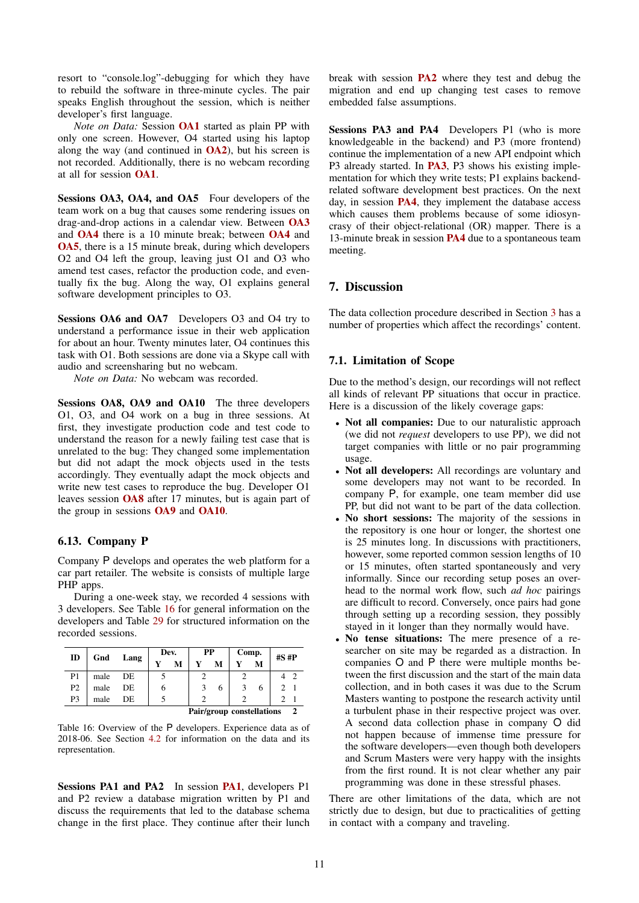resort to "console.log"-debugging for which they have to rebuild the software in three-minute cycles. The pair speaks English throughout the session, which is neither developer's first language.

*Note on Data:* Session **OA1** started as plain PP with only one screen. However, O4 started using his laptop along the way (and continued in **OA2**), but his screen is not recorded. Additionally, there is no webcam recording at all for session **OA1**.

**Sessions OA3, OA4, and OA5** Four developers of the team work on a bug that causes some rendering issues on drag-and-drop actions in a calendar view. Between **OA3** and **OA4** there is a 10 minute break; between **OA4** and **OA5**, there is a 15 minute break, during which developers O2 and O4 left the group, leaving just O1 and O3 who amend test cases, refactor the production code, and eventually fix the bug. Along the way, O1 explains general software development principles to O3.

**Sessions OA6 and OA7** Developers O3 and O4 try to understand a performance issue in their web application for about an hour. Twenty minutes later, O4 continues this task with O1. Both sessions are done via a Skype call with audio and screensharing but no webcam.

*Note on Data:* No webcam was recorded.

**Sessions OA8, OA9 and OA10** The three developers O1, O3, and O4 work on a bug in three sessions. At first, they investigate production code and test code to understand the reason for a newly failing test case that is unrelated to the bug: They changed some implementation but did not adapt the mock objects used in the tests accordingly. They eventually adapt the mock objects and write new test cases to reproduce the bug. Developer O1 leaves session **OA8** after 17 minutes, but is again part of the group in sessions **OA9** and **OA10**.

### 6.13. Company P

Company P develops and operates the web platform for a car part retailer. The website is consists of multiple large PHP apps.

During a one-week stay, we recorded 4 sessions with 3 developers. See Table 16 for general information on the developers and Table 29 for structured information on the recorded sessions.

| ID | Gnd | Lang | Dev. | | PP | | Comp. | | #S | #P |
|---|---|---|---|---|---|---|---|---|---|---|
| | | | Y | M | Y | M | Y | M | | |
| P1 | male | DE | 5 | | 2 | | 2 | | 4 | 2 |
| P2 | male | DE | 6 | | 3 | 6 | 3 | 6 | 2 | 1 |
| P3 | male | DE | 5 | | 2 | | 2 | | 2 | 1 |
| | | | | | **Pair/group constellations** | | | | | 2 |

Table 16: Overview of the P developers. Experience data as of 2018-06. See Section 4.2 for information on the data and its representation.

**Sessions PA1 and PA2** In session **PA1**, developers P1 and P2 review a database migration written by P1 and discuss the requirements that led to the database schema change in the first place. They continue after their lunch break with session **PA2** where they test and debug the migration and end up changing test cases to remove embedded false assumptions.

**Sessions PA3 and PA4** Developers P1 (who is more knowledgeable in the backend) and P3 (more frontend) continue the implementation of a new API endpoint which P3 already started. In **PA3**, P3 shows his existing implementation for which they write tests; P1 explains backend-related software development best practices. On the next day, in session **PA4**, they implement the database access which causes them problems because of some idiosyncrasy of their object-relational (OR) mapper. There is a 13-minute break in session **PA4** due to a spontaneous team meeting.

## 7. Discussion

The data collection procedure described in Section 3 has a number of properties which affect the recordings' content.

### 7.1. Limitation of Scope

Due to the method's design, our recordings will not reflect all kinds of relevant PP situations that occur in practice. Here is a discussion of the likely coverage gaps:

- **Not all companies:** Due to our naturalistic approach (we did not *request* developers to use PP), we did not target companies with little or no pair programming usage.
- **Not all developers:** All recordings are voluntary and some developers may not want to be recorded. In company P, for example, one team member did use PP, but did not want to be part of the data collection.
- **No short sessions:** The majority of the sessions in the repository is one hour or longer, the shortest one is 25 minutes long. In discussions with practitioners, however, some reported common session lengths of 10 or 15 minutes, often started spontaneously and very informally. Since our recording setup poses an overhead to the normal work flow, such *ad hoc* pairings are difficult to record. Conversely, once pairs had gone through setting up a recording session, they possibly stayed in it longer than they normally would have.
- **No tense situations:** The mere presence of a researcher on site may be regarded as a distraction. In companies O and P there were multiple months between the first discussion and the start of the main data collection, and in both cases it was due to the Scrum Masters wanting to postpone the research activity until a turbulent phase in their respective project was over. A second data collection phase in company O did not happen because of immense time pressure for the software developers—even though both developers and Scrum Masters were very happy with the insights from the first round. It is not clear whether any pair programming was done in these stressful phases.

There are other limitations of the data, which are not strictly due to design, but due to practicalities of getting in contact with a company and traveling.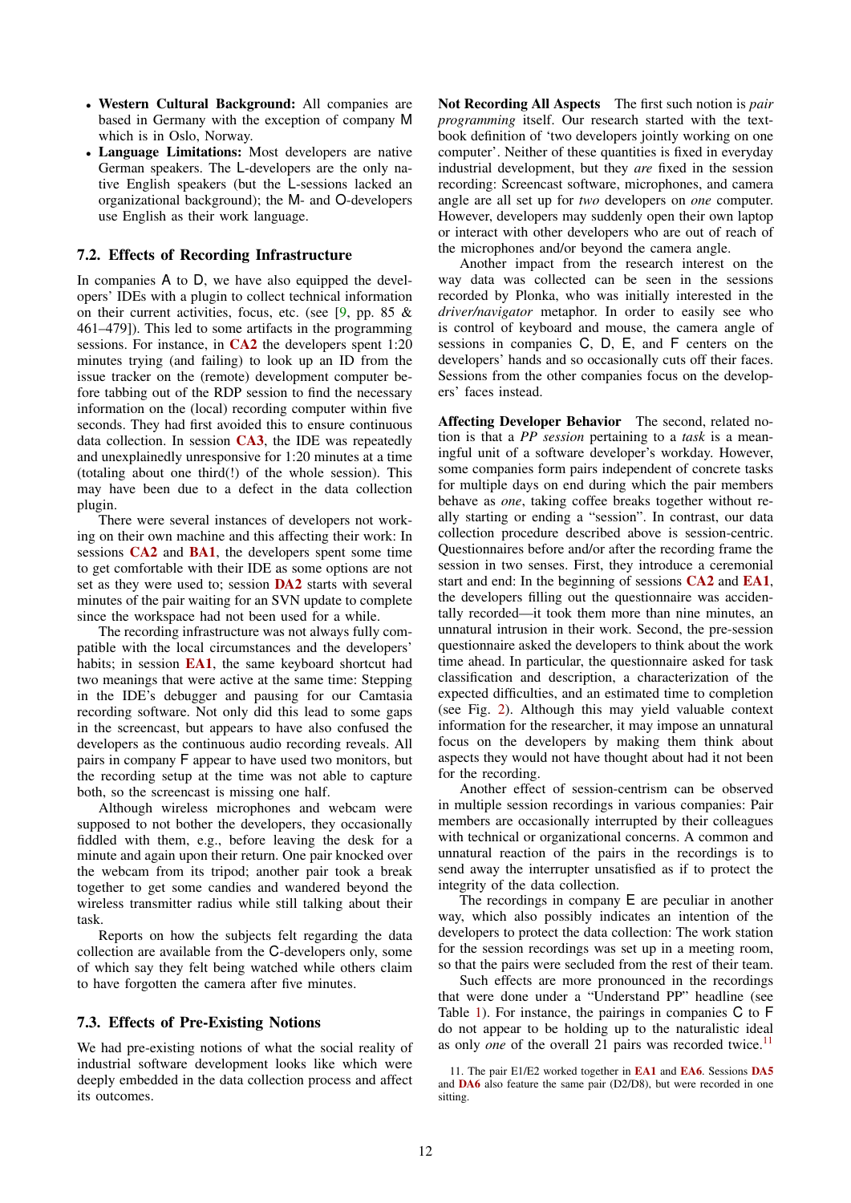- **Western Cultural Background:** All companies are based in Germany with the exception of company M which is in Oslo, Norway.
- **Language Limitations:** Most developers are native German speakers. The L-developers are the only native English speakers (but the L-sessions lacked an organizational background); the M- and O-developers use English as their work language.

### 7.2. Effects of Recording Infrastructure

In companies A to D, we have also equipped the developers' IDEs with a plugin to collect technical information on their current activities, focus, etc. (see [9, pp. 85 & 461–479]). This led to some artifacts in the programming sessions. For instance, in CA2 the developers spent 1:20 minutes trying (and failing) to look up an ID from the issue tracker on the (remote) development computer before tabbing out of the RDP session to find the necessary information on the (local) recording computer within five seconds. They had first avoided this to ensure continuous data collection. In session CA3, the IDE was repeatedly and unexplainedly unresponsive for 1:20 minutes at a time (totaling about one third(!) of the whole session). This may have been due to a defect in the data collection plugin.

There were several instances of developers not working on their own machine and this affecting their work: In sessions CA2 and BA1, the developers spent some time to get comfortable with their IDE as some options are not set as they were used to; session DA2 starts with several minutes of the pair waiting for an SVN update to complete since the workspace had not been used for a while.

The recording infrastructure was not always fully compatible with the local circumstances and the developers' habits; in session EA1, the same keyboard shortcut had two meanings that were active at the same time: Stepping in the IDE's debugger and pausing for our Camtasia recording software. Not only did this lead to some gaps in the screencast, but appears to have also confused the developers as the continuous audio recording reveals. All pairs in company F appear to have used two monitors, but the recording setup at the time was not able to capture both, so the screencast is missing one half.

Although wireless microphones and webcam were supposed to not bother the developers, they occasionally fiddled with them, e.g., before leaving the desk for a minute and again upon their return. One pair knocked over the webcam from its tripod; another pair took a break together to get some candies and wandered beyond the wireless transmitter radius while still talking about their task.

Reports on how the subjects felt regarding the data collection are available from the C-developers only, some of which say they felt being watched while others claim to have forgotten the camera after five minutes.

### 7.3. Effects of Pre-Existing Notions

We had pre-existing notions of what the social reality of industrial software development looks like which were deeply embedded in the data collection process and affect its outcomes.

**Not Recording All Aspects** The first such notion is *pair programming* itself. Our research started with the textbook definition of 'two developers jointly working on one computer'. Neither of these quantities is fixed in everyday industrial development, but they *are* fixed in the session recording: Screencast software, microphones, and camera angle are all set up for *two* developers on *one* computer. However, developers may suddenly open their own laptop or interact with other developers who are out of reach of the microphones and/or beyond the camera angle.

Another impact from the research interest on the way data was collected can be seen in the sessions recorded by Plonka, who was initially interested in the *driver/navigator* metaphor. In order to easily see who is control of keyboard and mouse, the camera angle of sessions in companies C, D, E, and F centers on the developers' hands and so occasionally cuts off their faces. Sessions from the other companies focus on the developers' faces instead.

**Affecting Developer Behavior** The second, related notion is that a *PP session* pertaining to a *task* is a meaningful unit of a software developer's workday. However, some companies form pairs independent of concrete tasks for multiple days on end during which the pair members behave as *one*, taking coffee breaks together without really starting or ending a "session". In contrast, our data collection procedure described above is session-centric. Questionnaires before and/or after the recording frame the session in two senses. First, they introduce a ceremonial start and end: In the beginning of sessions CA2 and EA1, the developers filling out the questionnaire was accidentally recorded—it took them more than nine minutes, an unnatural intrusion in their work. Second, the pre-session questionnaire asked the developers to think about the work time ahead. In particular, the questionnaire asked for task classification and description, a characterization of the expected difficulties, and an estimated time to completion (see Fig. 2). Although this may yield valuable context information for the researcher, it may impose an unnatural focus on the developers by making them think about aspects they would not have thought about had it not been for the recording.

Another effect of session-centrism can be observed in multiple session recordings in various companies: Pair members are occasionally interrupted by their colleagues with technical or organizational concerns. A common and unnatural reaction of the pairs in the recordings is to send away the interrupter unsatisfied as if to protect the integrity of the data collection.

The recordings in company E are peculiar in another way, which also possibly indicates an intention of the developers to protect the data collection: The work station for the session recordings was set up in a meeting room, so that the pairs were secluded from the rest of their team.

Such effects are more pronounced in the recordings that were done under a "Understand PP" headline (see Table 1). For instance, the pairings in companies C to F do not appear to be holding up to the naturalistic ideal as only *one* of the overall 21 pairs was recorded twice.[11]

11. The pair E1/E2 worked together in EA1 and EA6. Sessions DA5 and DA6 also feature the same pair (D2/D8), but were recorded in one sitting.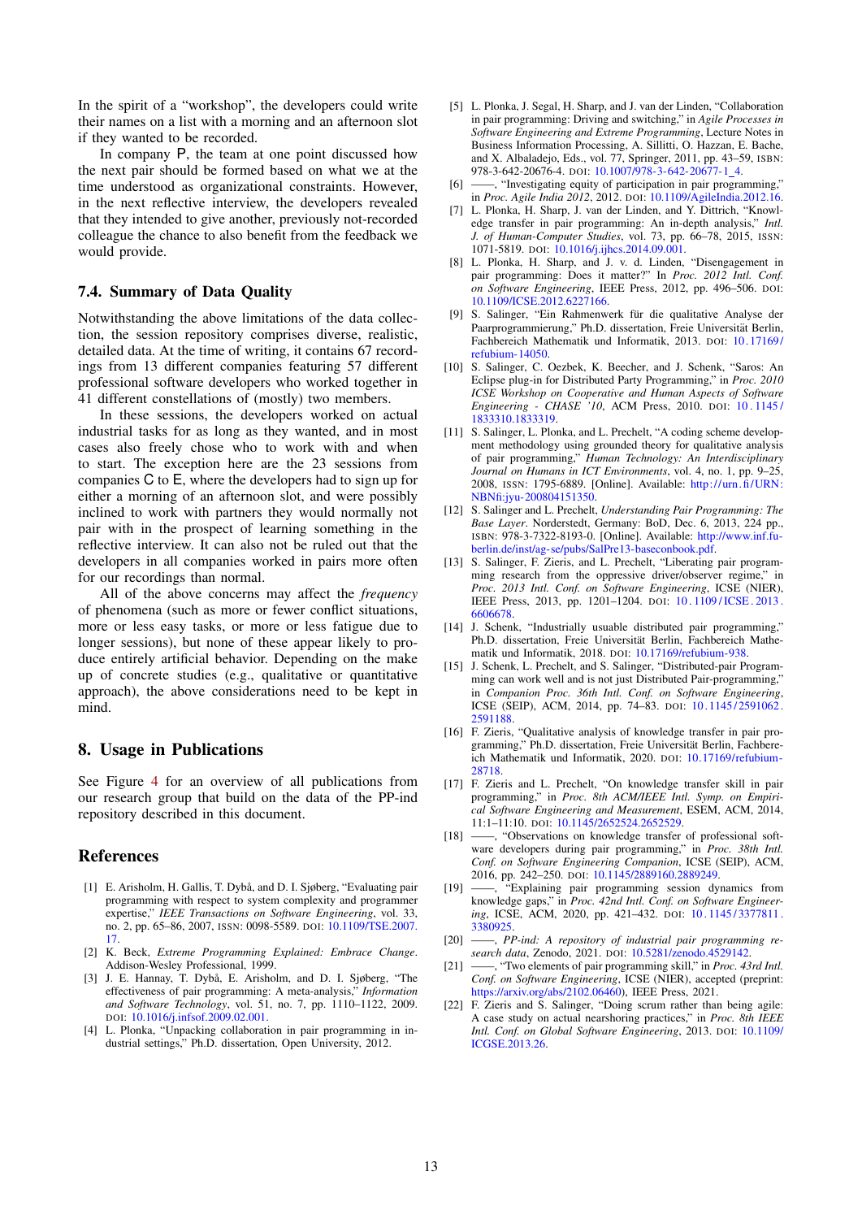In the spirit of a "workshop", the developers could write their names on a list with a morning and an afternoon slot if they wanted to be recorded.

In company P, the team at one point discussed how the next pair should be formed based on what we at the time understood as organizational constraints. However, in the next reflective interview, the developers revealed that they intended to give another, previously not-recorded colleague the chance to also benefit from the feedback we would provide.

### 7.4. Summary of Data Quality

Notwithstanding the above limitations of the data collection, the session repository comprises diverse, realistic, detailed data. At the time of writing, it contains 67 recordings from 13 different companies featuring 57 different professional software developers who worked together in 41 different constellations of (mostly) two members.

In these sessions, the developers worked on actual industrial tasks for as long as they wanted, and in most cases also freely chose who to work with and when to start. The exception here are the 23 sessions from companies C to E, where the developers had to sign up for either a morning of an afternoon slot, and were possibly inclined to work with partners they would normally not pair with in the prospect of learning something in the reflective interview. It can also not be ruled out that the developers in all companies worked in pairs more often for our recordings than normal.

All of the above concerns may affect the *frequency* of phenomena (such as more or fewer conflict situations, more or less easy tasks, or more or less fatigue due to longer sessions), but none of these appear likely to produce entirely artificial behavior. Depending on the make up of concrete studies (e.g., qualitative or quantitative approach), the above considerations need to be kept in mind.

## 8. Usage in Publications

See Figure 4 for an overview of all publications from our research group that build on the data of the PP-ind repository described in this document.

## References

[1] E. Arisholm, H. Gallis, T. Dybå, and D. I. Sjøberg, "Evaluating pair programming with respect to system complexity and programmer expertise," *IEEE Transactions on Software Engineering*, vol. 33, no. 2, pp. 65–86, 2007, ISSN: 0098-5589. DOI: 10.1109/TSE.2007.17.

[2] K. Beck, *Extreme Programming Explained: Embrace Change*. Addison-Wesley Professional, 1999.

[3] J. E. Hannay, T. Dybå, E. Arisholm, and D. I. Sjøberg, "The effectiveness of pair programming: A meta-analysis," *Information and Software Technology*, vol. 51, no. 7, pp. 1110–1122, 2009. DOI: 10.1016/j.infsof.2009.02.001.

[4] L. Plonka, "Unpacking collaboration in pair programming in industrial settings," Ph.D. dissertation, Open University, 2012.

[5] L. Plonka, J. Segal, H. Sharp, and J. van der Linden, "Collaboration in pair programming: Driving and switching," in *Agile Processes in Software Engineering and Extreme Programming*, Lecture Notes in Business Information Processing, A. Sillitti, O. Hazzan, E. Bache, and X. Albaladejo, Eds., vol. 77, Springer, 2011, pp. 43–59, ISBN: 978-3-642-20676-4. DOI: 10.1007/978-3-642-20677-1_4.

[6] ——, "Investigating equity of participation in pair programming," in *Proc. Agile India 2012*, 2012. DOI: 10.1109/AgileIndia.2012.16.

[7] L. Plonka, H. Sharp, J. van der Linden, and Y. Dittrich, "Knowledge transfer in pair programming: An in-depth analysis," *Intl. J. of Human-Computer Studies*, vol. 73, pp. 66–78, 2015, ISSN: 1071-5819. DOI: 10.1016/j.ijhcs.2014.09.001.

[8] L. Plonka, H. Sharp, and J. v. d. Linden, "Disengagement in pair programming: Does it matter?" In *Proc. 2012 Intl. Conf. on Software Engineering*, IEEE Press, 2012, pp. 496–506. DOI: 10.1109/ICSE.2012.6227166.

[9] S. Salinger, "Ein Rahmenwerk für die qualitative Analyse der Paarprogrammierung," Ph.D. dissertation, Freie Universität Berlin, Fachbereich Mathematik und Informatik, 2013. DOI: 10.17169/refubium-14050.

[10] S. Salinger, C. Oezbek, K. Beecher, and J. Schenk, "Saros: An Eclipse plug-in for Distributed Party Programming," in *Proc. 2010 ICSE Workshop on Cooperative and Human Aspects of Software Engineering - CHASE '10*, ACM Press, 2010. DOI: 10.1145/1833310.1833319.

[11] S. Salinger, L. Plonka, and L. Prechelt, "A coding scheme development methodology using grounded theory for qualitative analysis of pair programming," *Human Technology: An Interdisciplinary Journal on Humans in ICT Environments*, vol. 4, no. 1, pp. 9–25, 2008, ISSN: 1795-6889. [Online]. Available: http://urn.fi/URN:NBN:fi:jyu-200804151350.

[12] S. Salinger and L. Prechelt, *Understanding Pair Programming: The Base Layer*. Norderstedt, Germany: BoD, Dec. 6, 2013, 224 pp, ISBN: 978-3-7322-8193-0. [Online]. Available: http://www.inf.fu-berlin.de/inst/ag-se/pubs/SalPre13-baseconbook.pdf.

[13] S. Salinger, F. Zieris, and L. Prechelt, "Liberating pair programming research from the oppressive driver/observer regime," in *Proc. 2013 Intl. Conf. on Software Engineering*, ICSE (NIER), IEEE Press, 2013, pp. 1201–1204. DOI: 10.1109/ICSE.2013.6606678.

[14] J. Schenk, "Industrially usable distributed pair programming," Ph.D. dissertation, Freie Universität Berlin, Fachbereich Mathematik und Informatik, 2018. DOI: 10.17169/refubium-938.

[15] J. Schenk, L. Prechelt, and S. Salinger, "Distributed-pair Programming can work well and is not just Distributed Pair-programming," in *Companion Proc. 36th Intl. Conf. on Software Engineering*, ICSE (SEIP), ACM, 2014, pp. 74–83. DOI: 10.1145/2591062.2591188.

[16] F. Zieris, "Qualitative analysis of knowledge transfer in pair programming," Ph.D. dissertation, Freie Universität Berlin, Fachbereich Mathematik und Informatik, 2020. DOI: 10.17169/refubium-28718.

[17] F. Zieris and L. Prechelt, "On knowledge transfer skill in pair programming," in *Proc. 8th ACM/IEEE Intl. Symp. on Empirical Software Engineering and Measurement*, ESEM, ACM, 2014, 11:1–11:10. DOI: 10.1145/2652524.2652529.

[18] ——, "Observations on knowledge transfer of professional software developers during pair programming," in *Proc. 38th Intl. Conf. on Software Engineering Companion*, ICSE (SEIP), ACM, 2016, pp. 242–250. DOI: 10.1145/2889160.2889249.

[19] ——, "Explaining pair programming session dynamics from knowledge gaps," in *Proc. 42nd Intl. Conf. on Software Engineering*, ICSE, ACM, 2020, pp. 421–432. DOI: 10.1145/3377811.3380925.

[20] ——, *PP-ind: A repository of industrial pair programming research data*, Zenodo, 2021. DOI: 10.5281/zenodo.4529142.

[21] ——, "Two elements of pair programming skill," in *Proc. 43rd Intl. Conf. on Software Engineering*, ICSE (NIER), accepted (preprint: https://arxiv.org/abs/2102.06460), IEEE Press, 2021.

[22] F. Zieris and S. Salinger, "Doing scrum rather than being agile: A case study on actual nearshoring practices," in *Proc. 8th IEEE Intl. Conf. on Global Software Engineering*, 2013. DOI: 10.1109/ICGSE.2013.26.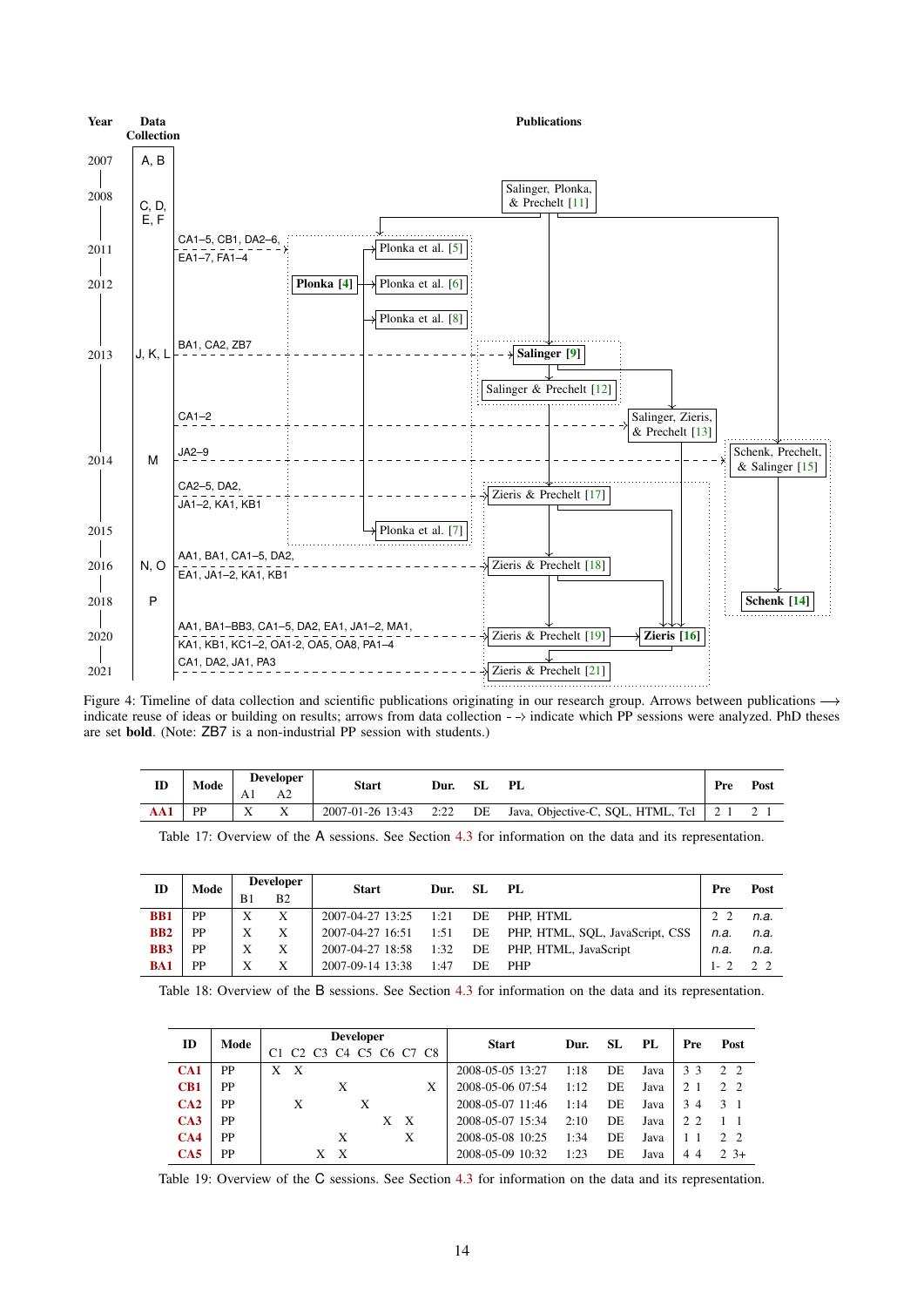Figure 4: Timeline of data collection and scientific publications originating in our research group. Arrows between publications ⟶ indicate reuse of ideas or building on results; arrows from data collection - -› indicate which PP sessions were analyzed. PhD theses are set **bold**. (Note: ZB7 is a non-industrial PP session with students.)

| ID | Mode | Developer | | Start | Dur. | SL | PL | Pre | Post |
|---|---|---|---|---|---|---|---|---|---|
| | | A1 | A2 | | | | | | |
| **AA1** | PP | X | X | 2007-01-26 13:43 | 2:22 | DE | Java, Objective-C, SQL, HTML, Tcl | 2 1 | 2 1 |

Table 17: Overview of the A sessions. See Section 4.3 for information on the data and its representation.

| ID | Mode | Developer | | Start | Dur. | SL | PL | Pre | Post |
|---|---|---|---|---|---|---|---|---|---|
| | | B1 | B2 | | | | | | |
| **BB1** | PP | X | X | 2007-04-27 13:25 | 1:21 | DE | PHP, HTML | 2 2 | *n.a.* |
| **BB2** | PP | X | X | 2007-04-27 16:51 | 1:51 | DE | PHP, HTML, SQL, JavaScript, CSS | *n.a.* | *n.a.* |
| **BB3** | PP | X | X | 2007-04-27 18:58 | 1:32 | DE | PHP, HTML, JavaScript | *n.a.* | *n.a.* |
| **BA1** | PP | X | X | 2007-09-14 13:38 | 1:47 | DE | PHP | 1- 2 | 2 2 |

Table 18: Overview of the B sessions. See Section 4.3 for information on the data and its representation.

| ID | Mode | Developer | | | | | | | | Start | Dur. | SL | PL | Pre | Post |
|---|---|---|---|---|---|---|---|---|---|---|---|---|---|---|---|
| | | C1 | C2 | C3 | C4 | C5 | C6 | C7 | C8 | | | | | | |
| **CA1** | PP | X | X | | | | | | | 2008-05-05 13:27 | 1:18 | DE | Java | 3 3 | 2 2 |
| **CB1** | PP | | | | X | | | | X | 2008-05-06 07:54 | 1:12 | DE | Java | 2 1 | 2 2 |
| **CA2** | PP | | X | | | X | | | | 2008-05-07 11:46 | 1:14 | DE | Java | 3 4 | 3 1 |
| **CA3** | PP | | | | | | X | X | | 2008-05-07 15:34 | 2:10 | DE | Java | 2 2 | 1 1 |
| **CA4** | PP | | | | X | | | X | | 2008-05-08 10:25 | 1:34 | DE | Java | 1 1 | 2 2 |
| **CA5** | PP | | | X | X | | | | | 2008-05-09 10:32 | 1:23 | DE | Java | 4 4 | 2 3+ |

Table 19: Overview of the C sessions. See Section 4.3 for information on the data and its representation.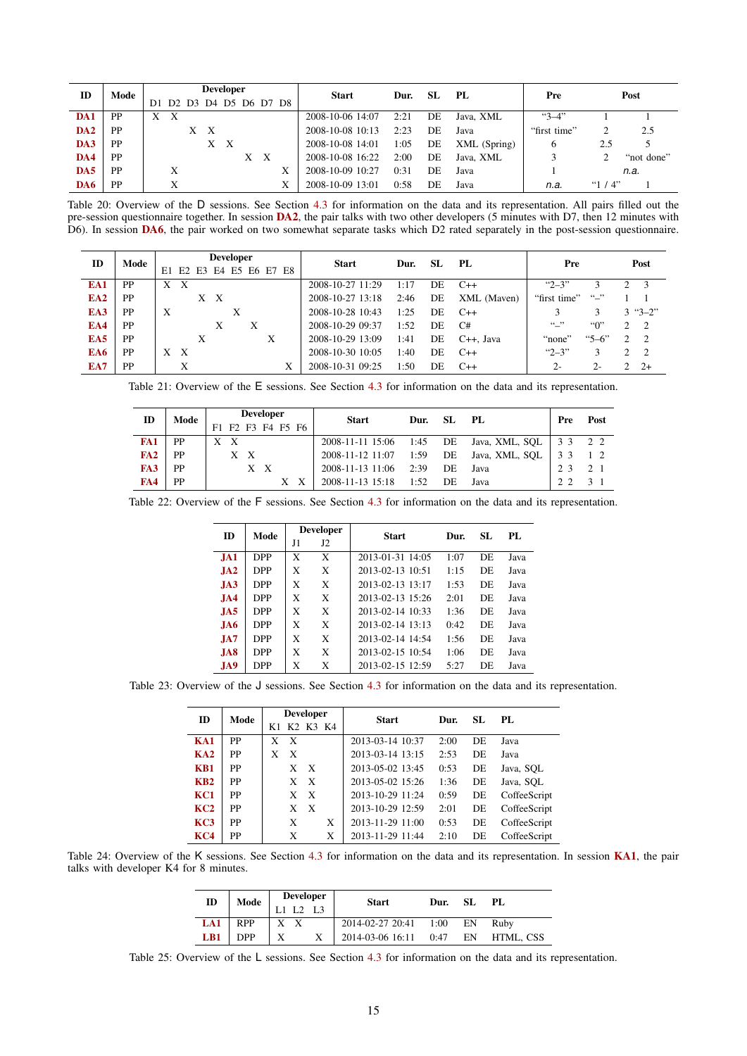| ID | Mode | Developer | | | | | | | | Start | Dur. | SL | PL | Pre | Post | |
|---|---|---|---|---|---|---|---|---|---|---|---|---|---|---|---|---|
| | | D1 | D2 | D3 | D4 | D5 | D6 | D7 | D8 | | | | | | | |
| **DA1** | PP | X | X | | | | | | | 2008-10-06 14:07 | 2:21 | DE | Java, XML | "3–4" | 1 | 1 |
| **DA2** | PP | | | X | X | | | | | 2008-10-08 10:13 | 2:23 | DE | Java | "first time" | 2 | 2.5 |
| **DA3** | PP | | | | X | X | | | | 2008-10-08 14:01 | 1:05 | DE | XML (Spring) | 6 | 2.5 | 5 |
| **DA4** | PP | | | | | | X | X | | 2008-10-08 16:22 | 2:00 | DE | Java, XML | 3 | 2 | "not done" |
| **DA5** | PP | | X | | | | | | X | 2008-10-09 10:27 | 0:31 | DE | Java | 1 | *n.a.* | |
| **DA6** | PP | | X | | | | | | X | 2008-10-09 13:01 | 0:58 | DE | Java | *n.a.* | "1 / 4" | 1 |

Table 20: Overview of the D sessions. See Section 4.3 for information on the data and its representation. All pairs filled out the pre-session questionnaire together. In session **DA2**, the pair talks with two other developers (5 minutes with D7, then 12 minutes with D6). In session **DA6**, the pair worked on two somewhat separate tasks which D2 rated separately in the post-session questionnaire.

| ID | Mode | Developer | | | | | | | | Start | Dur. | SL | PL | Pre | | Post | |
|---|---|---|---|---|---|---|---|---|---|---|---|---|---|---|---|---|---|
| | | E1 | E2 | E3 | E4 | E5 | E6 | E7 | E8 | | | | | | | | |
| **EA1** | PP | X | X | | | | | | | 2008-10-27 11:29 | 1:17 | DE | C++ | "2–3" | 3 | 2 | 3 |
| **EA2** | PP | | | | X | X | | | | 2008-10-27 13:18 | 2:46 | DE | XML (Maven) | "first time" | "–" | 1 | 1 |
| **EA3** | PP | X | | | | | X | | | 2008-10-28 10:43 | 1:25 | DE | C++ | 3 | 3 | 3 | "3–2" |
| **EA4** | PP | | | | | X | | X | | 2008-10-29 09:37 | 1:52 | DE | C# | "–" | "0" | 2 | 2 |
| **EA5** | PP | | | | X | | | | X | 2008-10-29 13:09 | 1:41 | DE | C++, Java | "none" | "5–6" | 2 | 2 |
| **EA6** | PP | X | X | | | | | | | 2008-10-30 10:05 | 1:40 | DE | C++ | "2–3" | 3 | 2 | 2 |
| **EA7** | PP | | X | | | | | | X | 2008-10-31 09:25 | 1:50 | DE | C++ | 2- | 2- | 2 | 2+ |

Table 21: Overview of the E sessions. See Section 4.3 for information on the data and its representation.

| ID | Mode | Developer | | | | | | Start | Dur. | SL | PL | Pre | | Post | |
|---|---|---|---|---|---|---|---|---|---|---|---|---|---|---|---|
| | | F1 | F2 | F3 | F4 | F5 | F6 | | | | | | | | |
| **FA1** | PP | X | X | | | | | 2008-11-11 15:06 | 1:45 | DE | Java, XML, SQL | 3 | 3 | 2 | 2 |
| **FA2** | PP | | X | X | | | | 2008-11-12 11:07 | 1:59 | DE | Java, XML, SQL | 3 | 3 | 1 | 2 |
| **FA3** | PP | | | X | X | | | 2008-11-13 11:06 | 2:39 | DE | Java | 2 | 3 | 2 | 1 |
| **FA4** | PP | | | | | X | X | 2008-11-13 15:18 | 1:52 | DE | Java | 2 | 2 | 3 | 1 |

Table 22: Overview of the F sessions. See Section 4.3 for information on the data and its representation.

| ID | Mode | Developer | | Start | Dur. | SL | PL |
|---|---|---|---|---|---|---|---|
| | | J1 | J2 | | | | |
| **JA1** | DPP | X | X | 2013-01-31 14:05 | 1:07 | DE | Java |
| **JA2** | DPP | X | X | 2013-02-13 10:51 | 1:15 | DE | Java |
| **JA3** | DPP | X | X | 2013-02-13 13:17 | 1:53 | DE | Java |
| **JA4** | DPP | X | X | 2013-02-13 15:26 | 2:01 | DE | Java |
| **JA5** | DPP | X | X | 2013-02-14 10:33 | 1:36 | DE | Java |
| **JA6** | DPP | X | X | 2013-02-14 13:13 | 0:42 | DE | Java |
| **JA7** | DPP | X | X | 2013-02-14 14:54 | 1:56 | DE | Java |
| **JA8** | DPP | X | X | 2013-02-15 10:54 | 1:06 | DE | Java |
| **JA9** | DPP | X | X | 2013-02-15 12:59 | 5:27 | DE | Java |

Table 23: Overview of the J sessions. See Section 4.3 for information on the data and its representation.

| ID | Mode | Developer | | | | Start | Dur. | SL | PL |
|---|---|---|---|---|---|---|---|---|---|
| | | K1 | K2 | K3 | K4 | | | | |
| **KA1** | PP | X | X | | | 2013-03-14 10:37 | 2:00 | DE | Java |
| **KA2** | PP | X | X | | | 2013-03-14 13:15 | 2:53 | DE | Java |
| **KB1** | PP | | X | X | | 2013-05-02 13:45 | 0:53 | DE | Java, SQL |
| **KB2** | PP | | X | X | | 2013-05-02 15:26 | 1:36 | DE | Java, SQL |
| **KC1** | PP | | X | X | | 2013-10-29 11:24 | 0:59 | DE | CoffeeScript |
| **KC2** | PP | | X | X | | 2013-10-29 12:59 | 2:01 | DE | CoffeeScript |
| **KC3** | PP | | X | | X | 2013-11-29 11:00 | 0:53 | DE | CoffeeScript |
| **KC4** | PP | | X | | X | 2013-11-29 11:44 | 2:10 | DE | CoffeeScript |

Table 24: Overview of the K sessions. See Section 4.3 for information on the data and its representation. In session **KA1**, the pair talks with developer K4 for 8 minutes.

| ID | Mode | Developer | | | Start | Dur. | SL | PL |
|---|---|---|---|---|---|---|---|---|
| | | L1 | L2 | L3 | | | | |
| **LA1** | RPP | X | X | | 2014-02-27 20:41 | 1:00 | EN | Ruby |
| **LB1** | DPP | X | | X | 2014-03-06 16:11 | 0:47 | EN | HTML, CSS |

Table 25: Overview of the L sessions. See Section 4.3 for information on the data and its representation.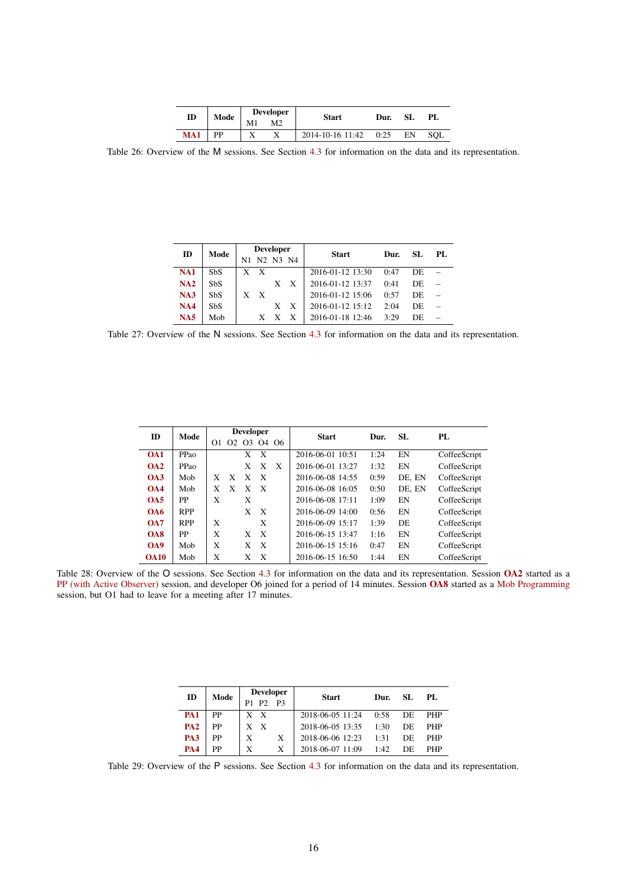| ID | Mode | Developer | | Start | Dur. | SL | PL |
|---|---|---|---|---|---|---|---|
| | | M1 | M2 | | | | |
| **MA1** | PP | X | X | 2014-10-16 11:42 | 0:25 | EN | SQL |

Table 26: Overview of the M sessions. See Section 4.3 for information on the data and its representation.

| ID | Mode | Developer | | | | Start | Dur. | SL | PL |
|---|---|---|---|---|---|---|---|---|---|
| | | N1 | N2 | N3 | N4 | | | | |
| **NA1** | SbS | X | X | | | 2016-01-12 13:30 | 0:47 | DE | – |
| **NA2** | SbS | | | X | X | 2016-01-12 13:37 | 0:41 | DE | – |
| **NA3** | SbS | X | X | | | 2016-01-12 15:06 | 0:57 | DE | – |
| **NA4** | SbS | | | X | X | 2016-01-12 15:12 | 2:04 | DE | – |
| **NA5** | Mob | | X | X | X | 2016-01-18 12:46 | 3:29 | DE | – |

Table 27: Overview of the N sessions. See Section 4.3 for information on the data and its representation.

| ID | Mode | Developer | | | | | Start | Dur. | SL | PL |
|---|---|---|---|---|---|---|---|---|---|---|
| | | O1 | O2 | O3 | O4 | O6 | | | | |
| **OA1** | PPao | | | X | X | | 2016-06-01 10:51 | 1:24 | EN | CoffeeScript |
| **OA2** | PPao | | | X | X | X | 2016-06-01 13:27 | 1:32 | EN | CoffeeScript |
| **OA3** | Mob | X | X | X | X | | 2016-06-08 14:55 | 0:59 | DE, EN | CoffeeScript |
| **OA4** | Mob | X | X | X | X | | 2016-06-08 16:05 | 0:50 | DE, EN | CoffeeScript |
| **OA5** | PP | X | | X | | | 2016-06-08 17:11 | 1:09 | EN | CoffeeScript |
| **OA6** | RPP | | | X | X | | 2016-06-09 14:00 | 0:56 | EN | CoffeeScript |
| **OA7** | RPP | X | | | X | | 2016-06-09 15:17 | 1:39 | DE | CoffeeScript |
| **OA8** | PP | X | | X | X | | 2016-06-15 13:47 | 1:16 | EN | CoffeeScript |
| **OA9** | Mob | X | | X | X | | 2016-06-15 15:16 | 0:47 | EN | CoffeeScript |
| **OA10** | Mob | X | | X | X | | 2016-06-15 16:50 | 1:44 | EN | CoffeeScript |

Table 28: Overview of the O sessions. See Section 4.3 for information on the data and its representation. Session **OA2** started as a PP (with Active Observer) session, and developer O6 joined for a period of 14 minutes. Session **OA8** started as a Mob Programming session, but O1 had to leave for a meeting after 17 minutes.

| ID | Mode | Developer | | | Start | Dur. | SL | PL |
|---|---|---|---|---|---|---|---|---|
| | | P1 | P2 | P3 | | | | |
| **PA1** | PP | X | X | | 2018-06-05 11:24 | 0:58 | DE | PHP |
| **PA2** | PP | X | X | | 2018-06-05 13:35 | 1:30 | DE | PHP |
| **PA3** | PP | X | | X | 2018-06-06 12:23 | 1:31 | DE | PHP |
| **PA4** | PP | X | | X | 2018-06-07 11:09 | 1:42 | DE | PHP |

Table 29: Overview of the P sessions. See Section 4.3 for information on the data and its representation.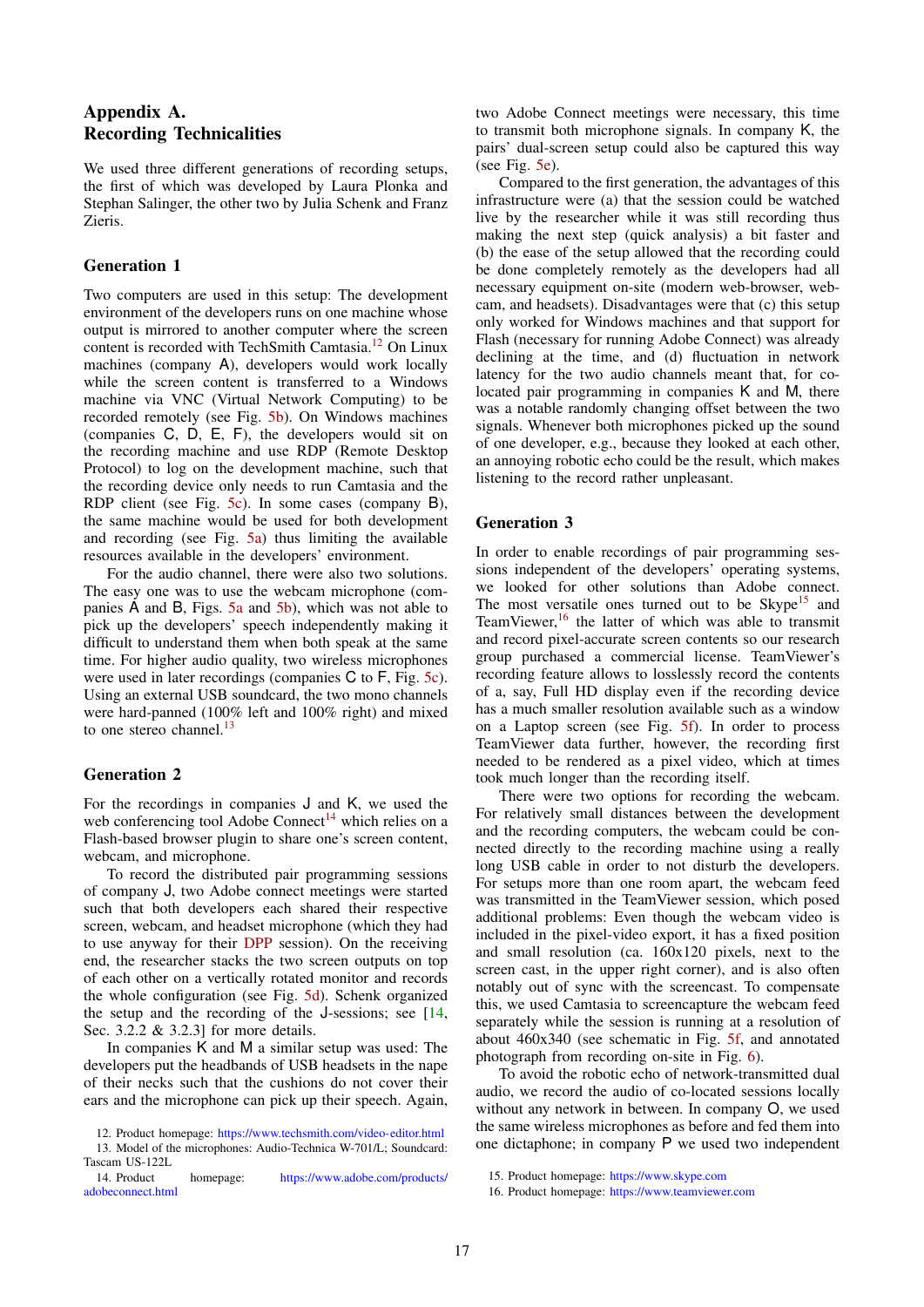# Appendix A. Recording Technicalities

We used three different generations of recording setups, the first of which was developed by Laura Plonka and Stephan Salinger, the other two by Julia Schenk and Franz Zieris.

## Generation 1

Two computers are used in this setup: The development environment of the developers runs on one machine whose output is mirrored to another computer where the screen content is recorded with TechSmith Camtasia.[12] On Linux machines (company A), developers would work locally while the screen content is transferred to a Windows machine via VNC (Virtual Network Computing) to be recorded remotely (see Fig. 5b). On Windows machines (companies C, D, E, F), the developers would sit on the recording machine and use RDP (Remote Desktop Protocol) to log on the development machine, such that the recording device only needs to run Camtasia and the RDP client (see Fig. 5c). In some cases (company B), the same machine would be used for both development and recording (see Fig. 5a) thus limiting the available resources available in the developers' environment.

For the audio channel, there were also two solutions. The easy one was to use the webcam microphone (companies A and B, Figs. 5a and 5b), which was not able to pick up the developers' speech independently making it difficult to understand them when both speak at the same time. For higher audio quality, two wireless microphones were used in later recordings (companies C to F, Fig. 5c). Using an external USB soundcard, the two mono channels were hard-panned (100% left and 100% right) and mixed to one stereo channel.[13]

## Generation 2

For the recordings in companies J and K, we used the web conferencing tool Adobe Connect[14] which relies on a Flash-based browser plugin to share one's screen content, webcam, and microphone.

To record the distributed pair programming sessions of company J, two Adobe connect meetings were started such that both developers each shared their respective screen, webcam, and headset microphone (which they had to use anyway for their DPP session). On the receiving end, the researcher stacks the two screen outputs on top of each other on a vertically rotated monitor and records the whole configuration (see Fig. 5d). Schenk organized the setup and the recording of the J-sessions; see [14, Sec. 3.2.2 & 3.2.3] for more details.

In companies K and M a similar setup was used: The developers put the headbands of USB headsets in the nape of their necks such that the cushions do not cover their ears and the microphone can pick up their speech. Again, two Adobe Connect meetings were necessary, this time to transmit both microphone signals. In company K, the pairs' dual-screen setup could also be captured this way (see Fig. 5e).

Compared to the first generation, the advantages of this infrastructure were (a) that the session could be watched live by the researcher while it was still recording thus making the next step (quick analysis) a bit faster and (b) the ease of the setup allowed that the recording could be done completely remotely as the developers had all necessary equipment on-site (modern web-browser, webcam, and headsets). Disadvantages were that (c) this setup only worked for Windows machines and that support for Flash (necessary for running Adobe Connect) was already declining at the time, and (d) fluctuation in network latency for the two audio channels meant that, for co-located pair programming in companies K and M, there was a notable randomly changing offset between the two signals. Whenever both microphones picked up the sound of one developer, e.g., because they looked at each other, an annoying robotic echo could be the result, which makes listening to the record rather unpleasant.

## Generation 3

In order to enable recordings of pair programming sessions independent of the developers' operating systems, we looked for other solutions than Adobe connect. The most versatile ones turned out to be Skype[15] and TeamViewer,[16] the latter of which was able to transmit and record pixel-accurate screen contents so our research group purchased a commercial license. TeamViewer's recording feature allows to losslessly record the contents of a, say, Full HD display even if the recording device has a much smaller resolution available such as a window on a Laptop screen (see Fig. 5f). In order to process TeamViewer data further, however, the recording first needed to be rendered as a pixel video, which at times took much longer than the recording itself.

There were two options for recording the webcam. For relatively small distances between the development and the recording computers, the webcam could be connected directly to the recording machine using a really long USB cable in order to not disturb the developers. For setups more than one room apart, the webcam feed was transmitted in the TeamViewer session, which posed additional problems: Even though the webcam video is included in the pixel-video export, it has a fixed position and small resolution (ca. 160x120 pixels, next to the screen cast, in the upper right corner), and is also often notably out of sync with the screencast. To compensate this, we used Camtasia to screencapture the webcam feed separately while the session is running at a resolution of about 460x340 (see schematic in Fig. 5f, and annotated photograph from recording on-site in Fig. 6).

To avoid the robotic echo of network-transmitted dual audio, we record the audio of co-located sessions locally without any network in between. In company O, we used the same wireless microphones as before and fed them into one dictaphone; in company P we used two independent

12. Product homepage: https://www.techsmith.com/video-editor.html
13. Model of the microphones: Audio-Technica W-701/L; Soundcard: Tascam US-122L
14. Product homepage: https://www.adobe.com/products/adobeconnect.html
15. Product homepage: https://www.skype.com
16. Product homepage: https://www.teamviewer.com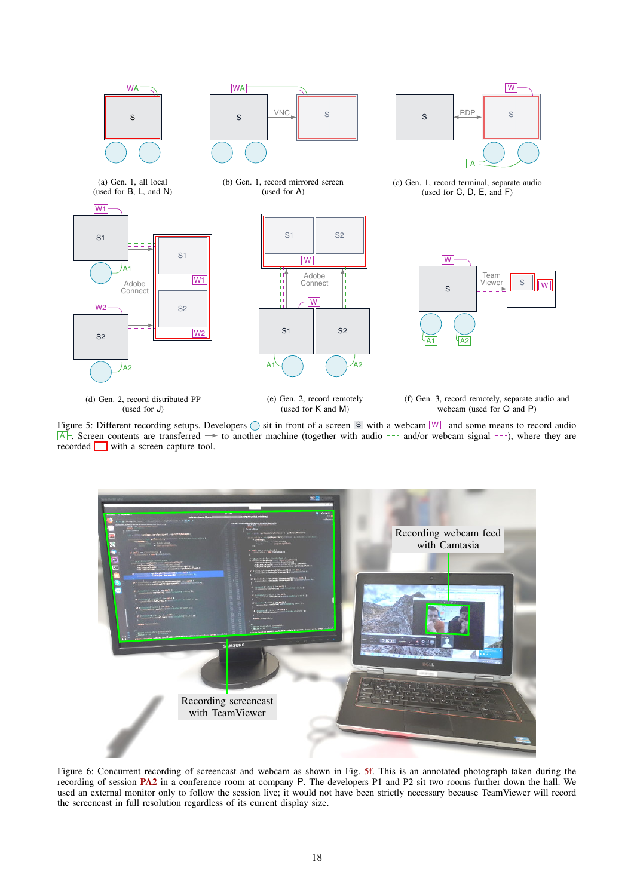(a) Gen. 1, all local (used for B, L, and N)

(b) Gen. 1, record mirrored screen (used for A)

(c) Gen. 1, record terminal, separate audio (used for C, D, E, and F)

(d) Gen. 2, record distributed PP (used for J)

(e) Gen. 2, record remotely (used for K and M)

(f) Gen. 3, record remotely, separate audio and webcam (used for O and P)

Figure 5: Different recording setups. Developers ◯ sit in front of a screen S with a webcam W and some means to record audio A. Screen contents are transferred → to another machine (together with audio - - - and/or webcam signal - - -), where they are recorded ☐ with a screen capture tool.

Figure 6: Concurrent recording of screencast and webcam as shown in Fig. 5f. This is an annotated photograph taken during the recording of session **PA2** in a conference room at company P. The developers P1 and P2 sit two rooms further down the hall. We used an external monitor only to follow the session live; it would not have been strictly necessary because TeamViewer will record the screencast in full resolution regardless of its current display size.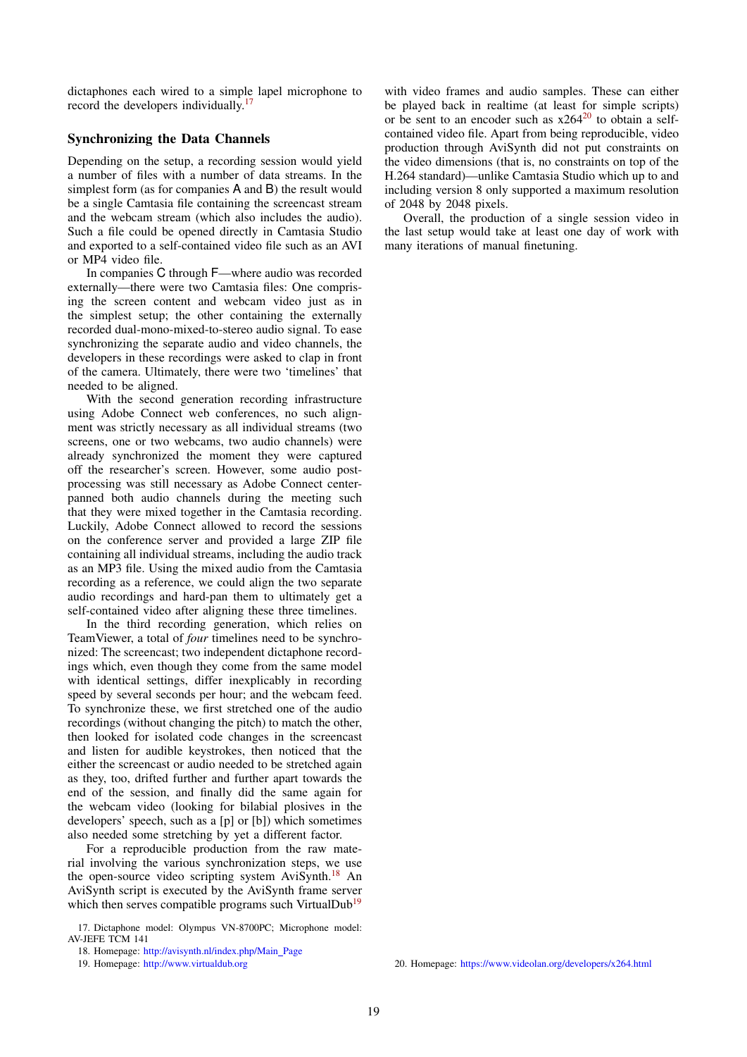dictaphones each wired to a simple lapel microphone to record the developers individually.[17]

### Synchronizing the Data Channels

Depending on the setup, a recording session would yield a number of files with a number of data streams. In the simplest form (as for companies A and B) the result would be a single Camtasia file containing the screencast stream and the webcam stream (which also includes the audio). Such a file could be opened directly in Camtasia Studio and exported to a self-contained video file such as an AVI or MP4 video file.

In companies C through F—where audio was recorded externally—there were two Camtasia files: One comprising the screen content and webcam video just as in the simplest setup; the other containing the externally recorded dual-mono-mixed-to-stereo audio signal. To ease synchronizing the separate audio and video channels, the developers in these recordings were asked to clap in front of the camera. Ultimately, there were two 'timelines' that needed to be aligned.

With the second generation recording infrastructure using Adobe Connect web conferences, no such alignment was strictly necessary as all individual streams (two screens, one or two webcams, two audio channels) were already synchronized the moment they were captured off the researcher's screen. However, some audio post-processing was still necessary as Adobe Connect center-panned both audio channels during the meeting such that they were mixed together in the Camtasia recording. Luckily, Adobe Connect allowed to record the sessions on the conference server and provided a large ZIP file containing all individual streams, including the audio track as an MP3 file. Using the mixed audio from the Camtasia recording as a reference, we could align the two separate audio recordings and hard-pan them to ultimately get a self-contained video after aligning these three timelines.

In the third recording generation, which relies on TeamViewer, a total of *four* timelines need to be synchronized: The screencast; two independent dictaphone recordings which, even though they come from the same model with identical settings, differ inexplicably in recording speed by several seconds per hour; and the webcam feed. To synchronize these, we first stretched one of the audio recordings (without changing the pitch) to match the other, then looked for isolated code changes in the screencast and listen for audible keystrokes, then noticed that the either the screencast or audio needed to be stretched again as they, too, drifted further and further apart towards the end of the session, and finally did the same again for the webcam video (looking for bilabial plosives in the developers' speech, such as a [p] or [b]) which sometimes also needed some stretching by yet a different factor.

For a reproducible production from the raw material involving the various synchronization steps, we use the open-source video scripting system AviSynth.[18] An AviSynth script is executed by the AviSynth frame server which then serves compatible programs such VirtualDub[19] with video frames and audio samples. These can either be played back in realtime (at least for simple scripts) or be sent to an encoder such as x264[20] to obtain a self-contained video file. Apart from being reproducible, video production through AviSynth did not put constraints on the video dimensions (that is, no constraints on top of the H.264 standard)—unlike Camtasia Studio which up to and including version 8 only supported a maximum resolution of 2048 by 2048 pixels.

Overall, the production of a single session video in the last setup would take at least one day of work with many iterations of manual finetuning.

17. Dictaphone model: Olympus VN-8700PC; Microphone model: AV-JEFE TCM 141

18. Homepage: http://avisynth.nl/index.php/Main_Page

19. Homepage: http://www.virtualdub.org

20. Homepage: https://www.videolan.org/developers/x264.html